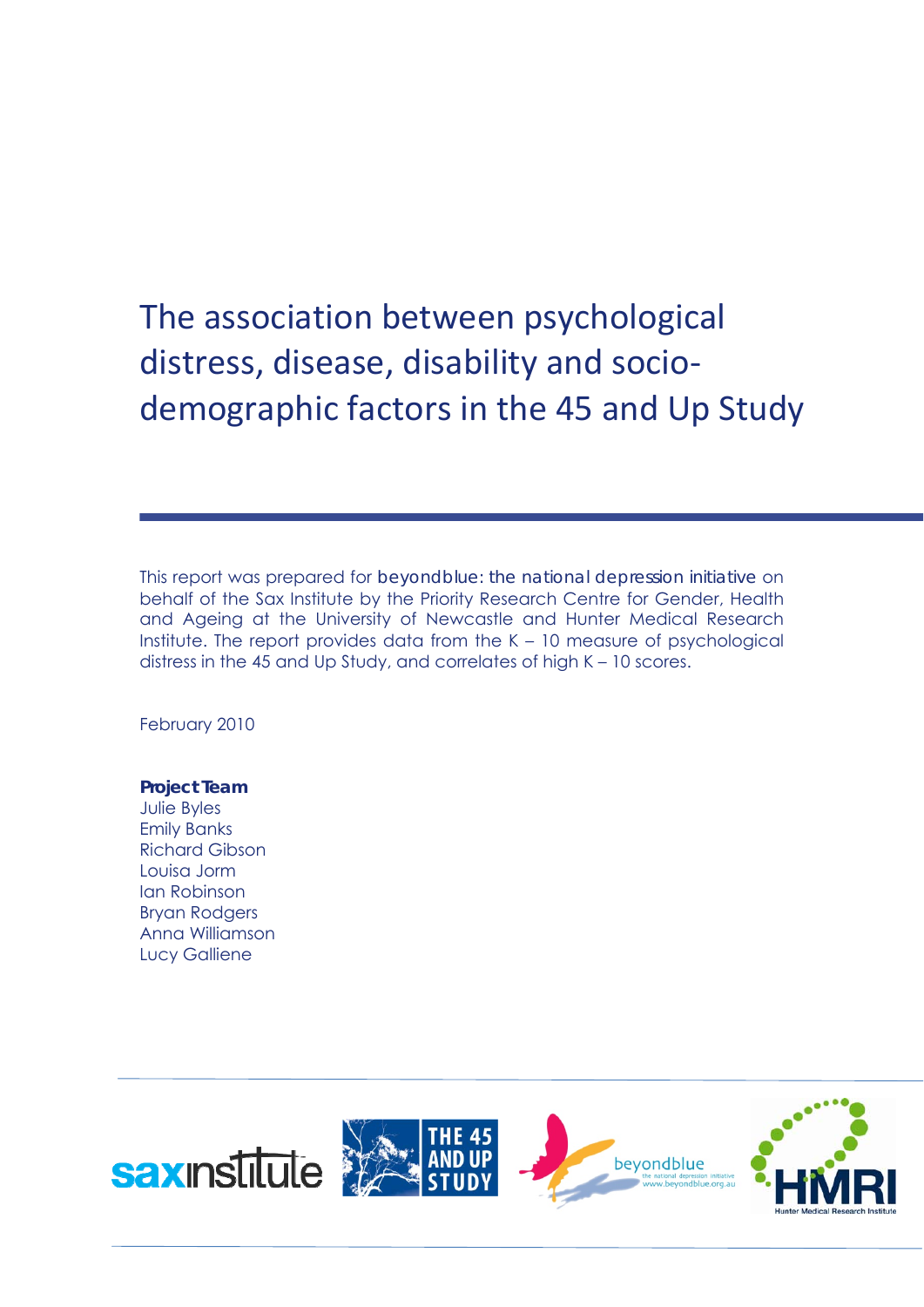# The association between psychological distress, disease, disability and socio-demographic factors in the 45 and Up Study

This report was prepared for beyondblue: the national depression initiative on behalf of the Sax Institute by the Priority Research Centre for Gender, Health and Ageing at the University of Newcastle and Hunter Medical Research Institute. The report provides data from the K – 10 measure of psychological distress in the 45 and Up Study, and correlates of high K – 10 scores.

February 2010

**Project Team**
Julie Byles
Emily Banks
Richard Gibson
Louisa Jorm
Ian Robinson
Bryan Rodgers
Anna Williamson
Lucy Galliene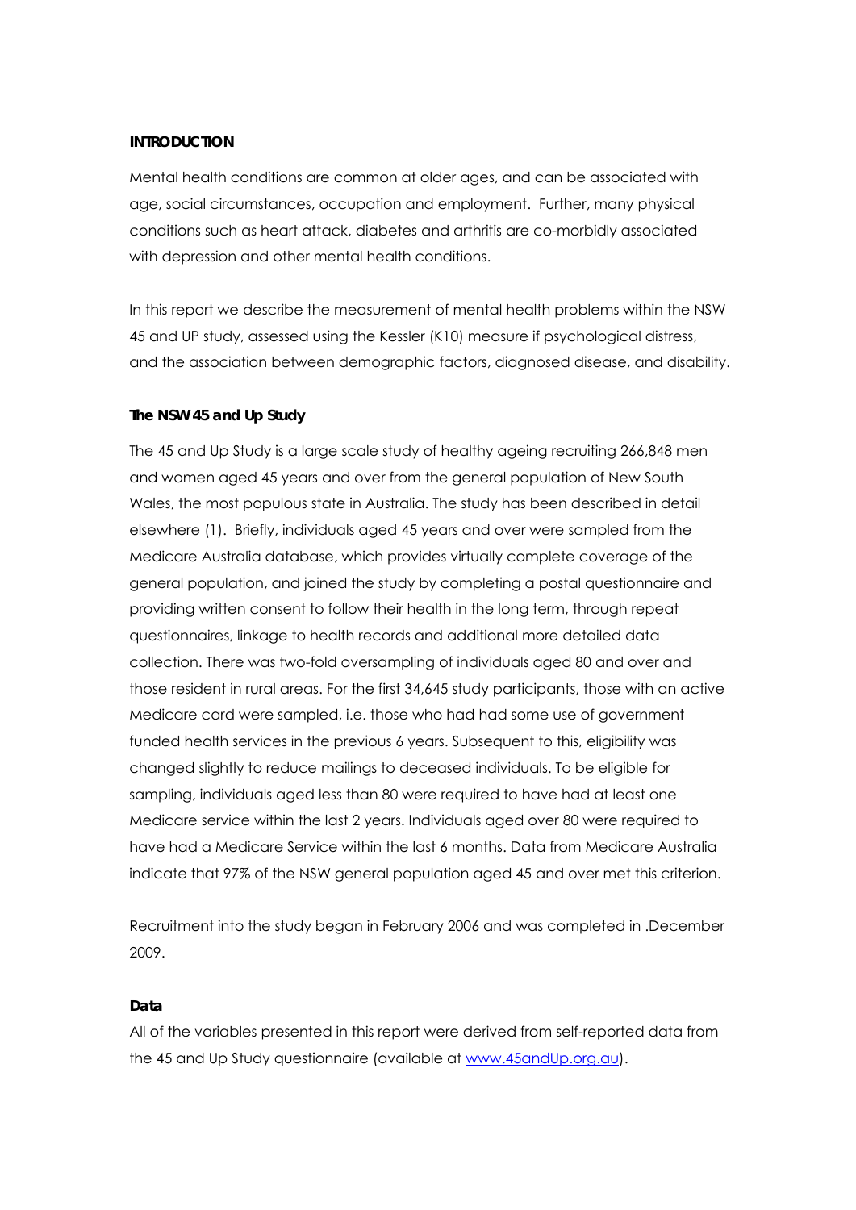## INTRODUCTION

Mental health conditions are common at older ages, and can be associated with age, social circumstances, occupation and employment. Further, many physical conditions such as heart attack, diabetes and arthritis are co-morbidly associated with depression and other mental health conditions.

In this report we describe the measurement of mental health problems within the NSW 45 and UP study, assessed using the Kessler (K10) measure if psychological distress, and the association between demographic factors, diagnosed disease, and disability.

### The NSW 45 and Up Study

The 45 and Up Study is a large scale study of healthy ageing recruiting 266,848 men and women aged 45 years and over from the general population of New South Wales, the most populous state in Australia. The study has been described in detail elsewhere (1). Briefly, individuals aged 45 years and over were sampled from the Medicare Australia database, which provides virtually complete coverage of the general population, and joined the study by completing a postal questionnaire and providing written consent to follow their health in the long term, through repeat questionnaires, linkage to health records and additional more detailed data collection. There was two-fold oversampling of individuals aged 80 and over and those resident in rural areas. For the first 34,645 study participants, those with an active Medicare card were sampled, i.e. those who had had some use of government funded health services in the previous 6 years. Subsequent to this, eligibility was changed slightly to reduce mailings to deceased individuals. To be eligible for sampling, individuals aged less than 80 were required to have had at least one Medicare service within the last 2 years. Individuals aged over 80 were required to have had a Medicare Service within the last 6 months. Data from Medicare Australia indicate that 97% of the NSW general population aged 45 and over met this criterion.

Recruitment into the study began in February 2006 and was completed in .December 2009.

### Data

All of the variables presented in this report were derived from self-reported data from the 45 and Up Study questionnaire (available at www.45andUp.org.au).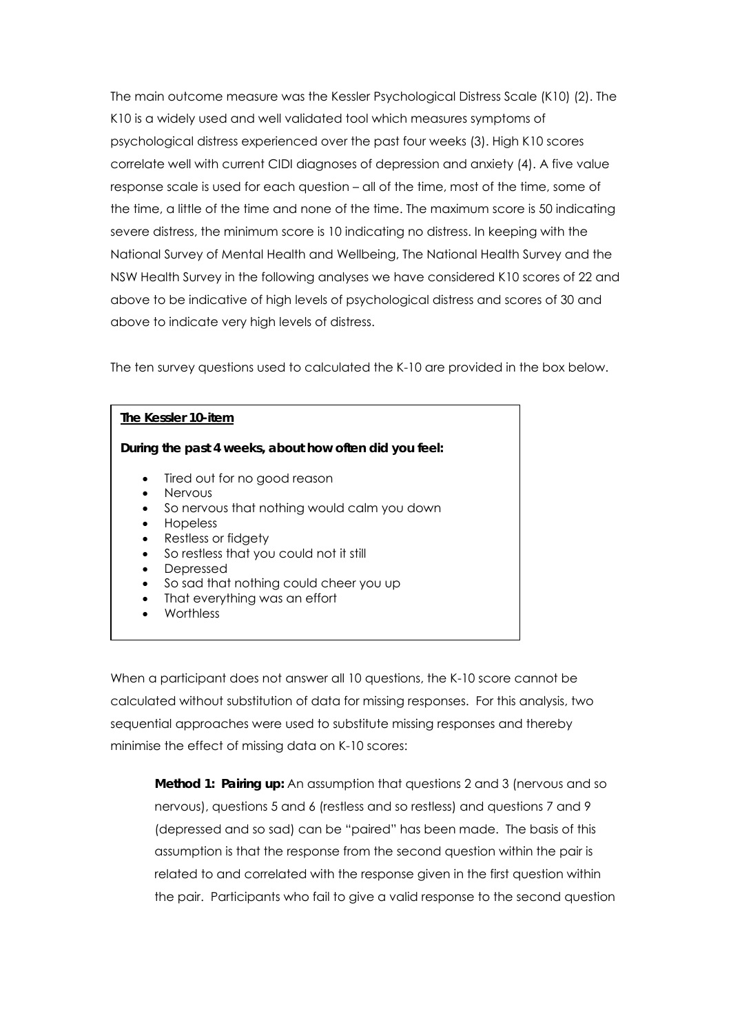The main outcome measure was the Kessler Psychological Distress Scale (K10) (2). The K10 is a widely used and well validated tool which measures symptoms of psychological distress experienced over the past four weeks (3). High K10 scores correlate well with current CIDI diagnoses of depression and anxiety (4). A five value response scale is used for each question – all of the time, most of the time, some of the time, a little of the time and none of the time. The maximum score is 50 indicating severe distress, the minimum score is 10 indicating no distress. In keeping with the National Survey of Mental Health and Wellbeing, The National Health Survey and the NSW Health Survey in the following analyses we have considered K10 scores of 22 and above to be indicative of high levels of psychological distress and scores of 30 and above to indicate very high levels of distress.

The ten survey questions used to calculated the K-10 are provided in the box below.

**The Kessler 10-item**

**During the past 4 weeks, about how often did you feel:**

- Tired out for no good reason
- Nervous
- So nervous that nothing would calm you down
- Hopeless
- Restless or fidgety
- So restless that you could not it still
- Depressed
- So sad that nothing could cheer you up
- That everything was an effort
- Worthless

When a participant does not answer all 10 questions, the K-10 score cannot be calculated without substitution of data for missing responses. For this analysis, two sequential approaches were used to substitute missing responses and thereby minimise the effect of missing data on K-10 scores:

> **Method 1: Pairing up:** An assumption that questions 2 and 3 (nervous and so nervous), questions 5 and 6 (restless and so restless) and questions 7 and 9 (depressed and so sad) can be "paired" has been made. The basis of this assumption is that the response from the second question within the pair is related to and correlated with the response given in the first question within the pair. Participants who fail to give a valid response to the second question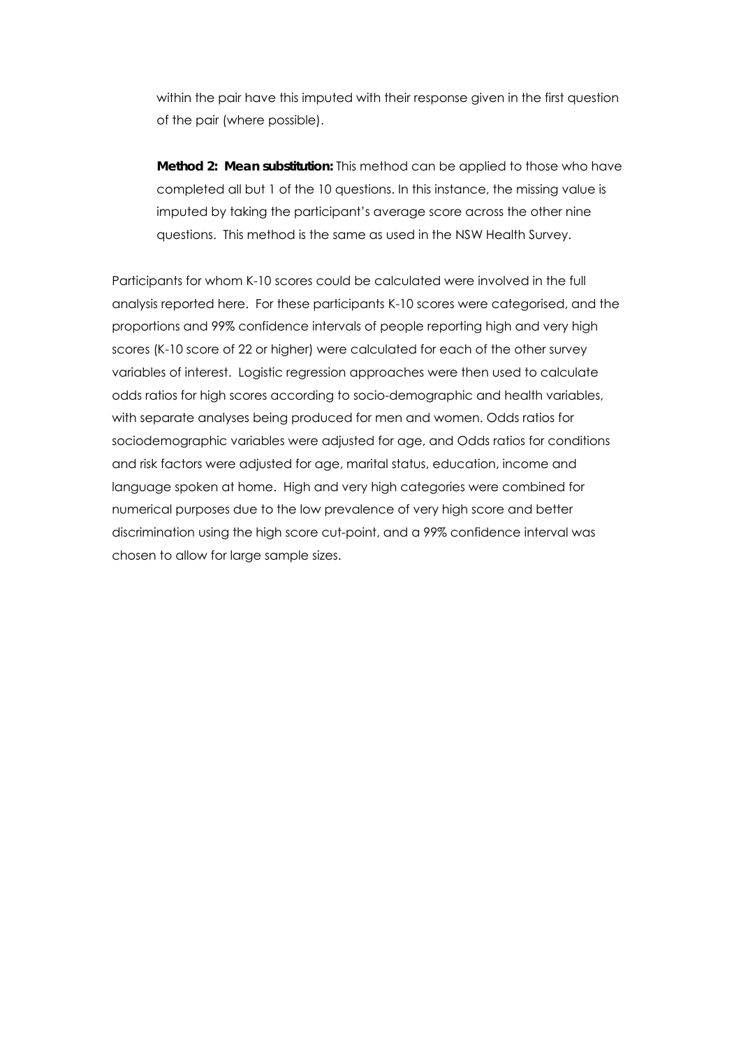within the pair have this imputed with their response given in the first question of the pair (where possible).

**Method 2: Mean substitution:** This method can be applied to those who have completed all but 1 of the 10 questions. In this instance, the missing value is imputed by taking the participant's average score across the other nine questions. This method is the same as used in the NSW Health Survey.

Participants for whom K-10 scores could be calculated were involved in the full analysis reported here. For these participants K-10 scores were categorised, and the proportions and 99% confidence intervals of people reporting high and very high scores (K-10 score of 22 or higher) were calculated for each of the other survey variables of interest. Logistic regression approaches were then used to calculate odds ratios for high scores according to socio-demographic and health variables, with separate analyses being produced for men and women. Odds ratios for sociodemographic variables were adjusted for age, and Odds ratios for conditions and risk factors were adjusted for age, marital status, education, income and language spoken at home. High and very high categories were combined for numerical purposes due to the low prevalence of very high score and better discrimination using the high score cut-point, and a 99% confidence interval was chosen to allow for large sample sizes.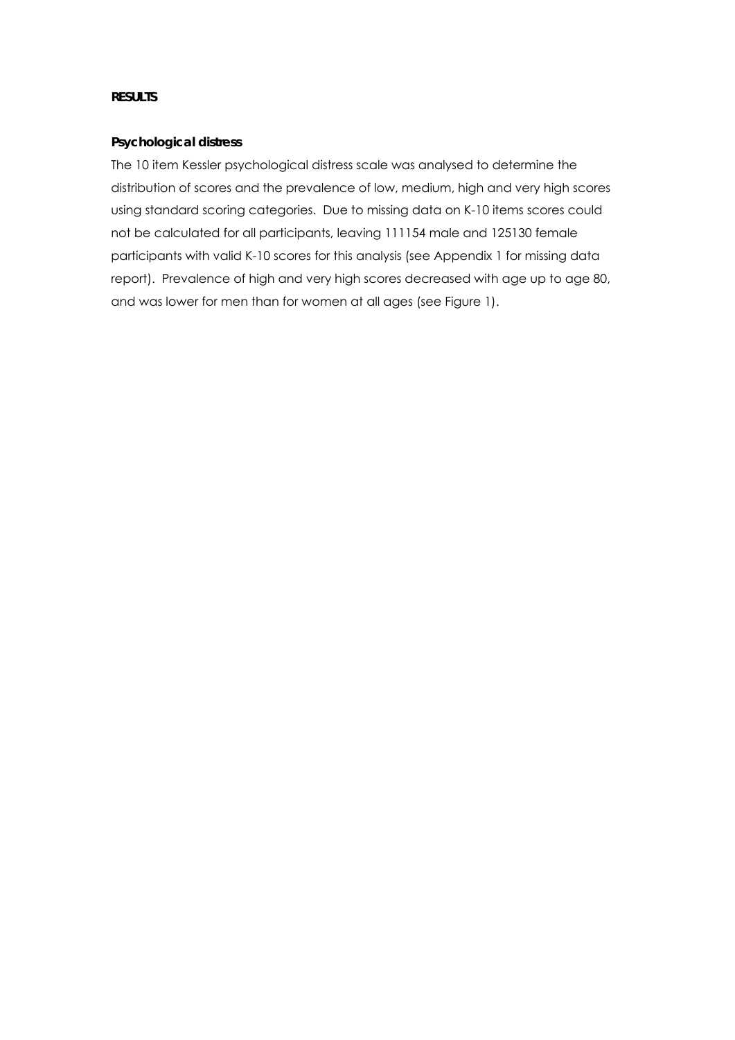**RESULTS**

**Psychological distress**

The 10 item Kessler psychological distress scale was analysed to determine the distribution of scores and the prevalence of low, medium, high and very high scores using standard scoring categories. Due to missing data on K-10 items scores could not be calculated for all participants, leaving 111154 male and 125130 female participants with valid K-10 scores for this analysis (see Appendix 1 for missing data report). Prevalence of high and very high scores decreased with age up to age 80, and was lower for men than for women at all ages (see Figure 1).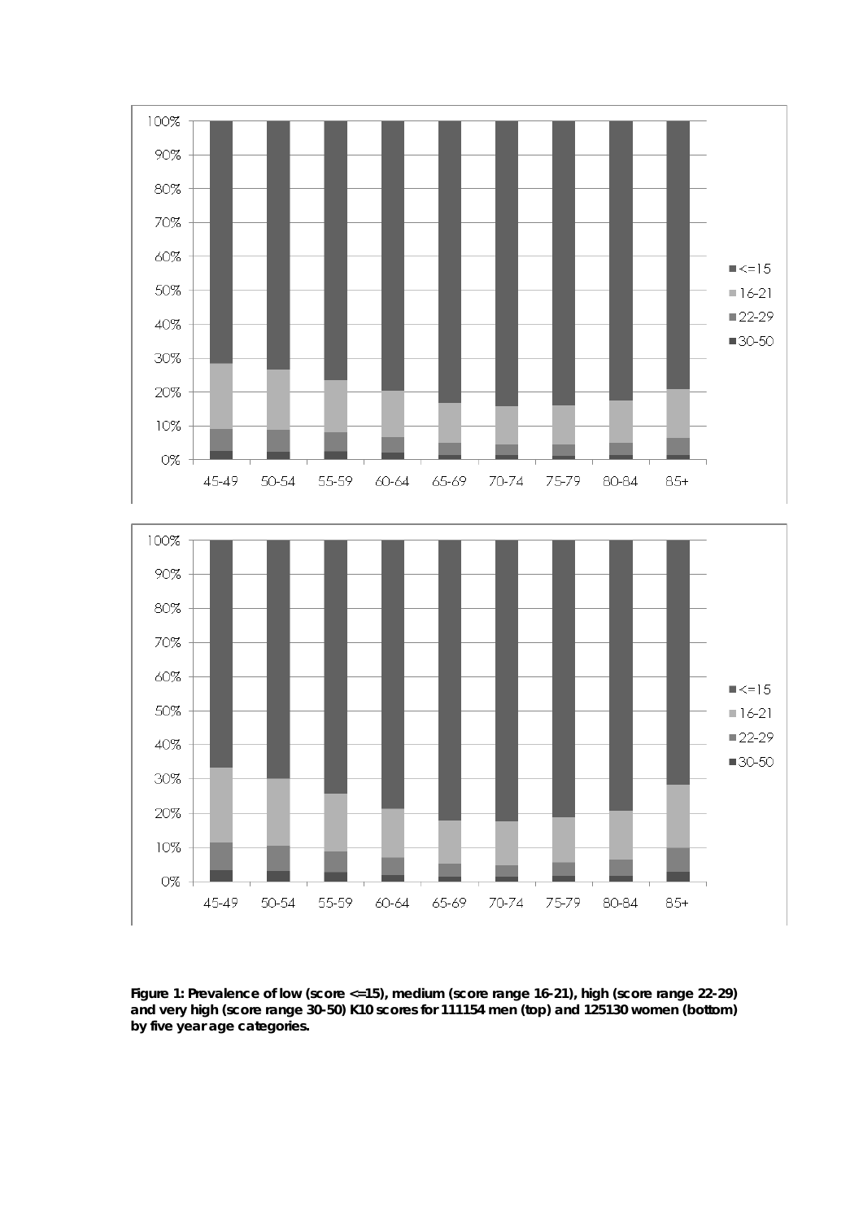**Figure 1: Prevalence of low (score <=15), medium (score range 16-21), high (score range 22-29) and very high (score range 30-50) K10 scores for 111154 men (top) and 125130 women (bottom) by five year age categories.**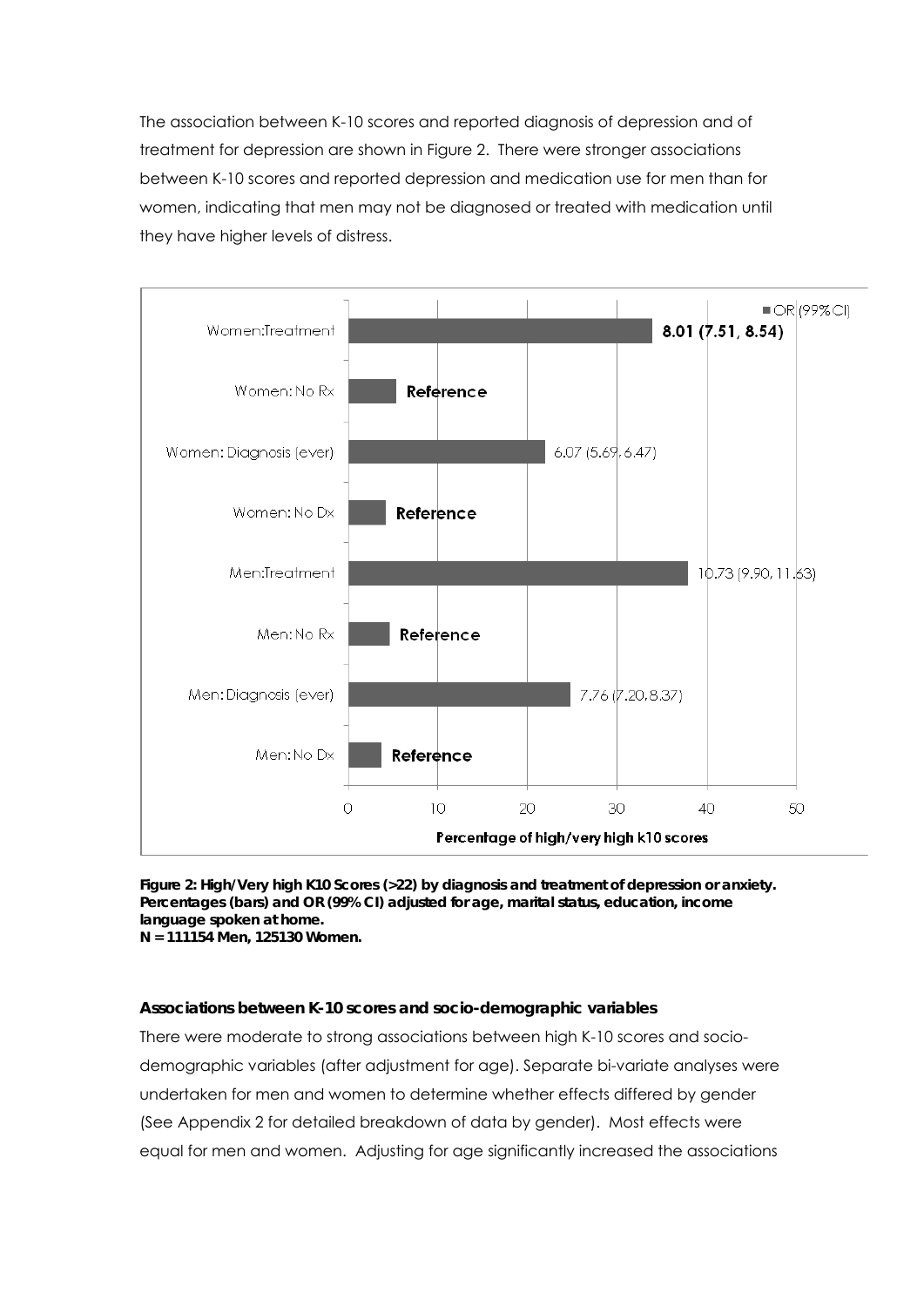The association between K-10 scores and reported diagnosis of depression and of treatment for depression are shown in Figure 2. There were stronger associations between K-10 scores and reported depression and medication use for men than for women, indicating that men may not be diagnosed or treated with medication until they have higher levels of distress.

**Figure 2: High/Very high K10 Scores (>22) by diagnosis and treatment of depression or anxiety. Percentages (bars) and OR (99% CI) adjusted for age, marital status, education, income language spoken at home.**
**N = 111154 Men, 125130 Women.**

### Associations between K-10 scores and socio-demographic variables

There were moderate to strong associations between high K-10 scores and socio-demographic variables (after adjustment for age). Separate bi-variate analyses were undertaken for men and women to determine whether effects differed by gender (See Appendix 2 for detailed breakdown of data by gender). Most effects were equal for men and women. Adjusting for age significantly increased the associations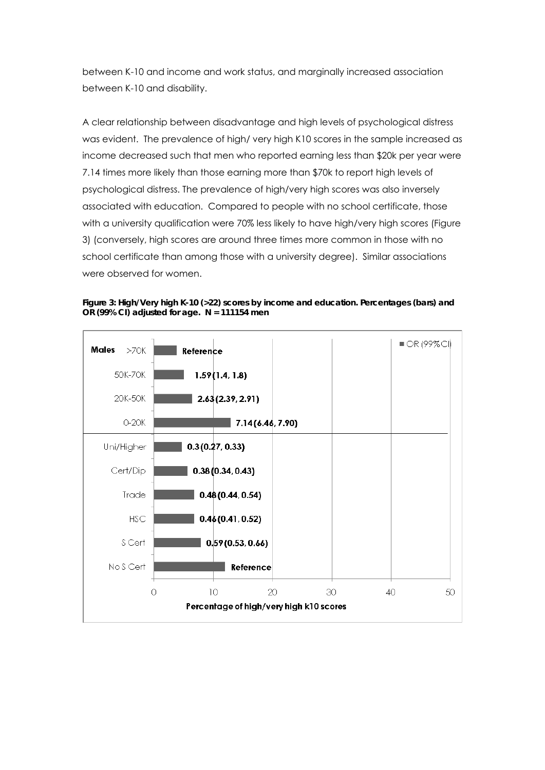between K-10 and income and work status, and marginally increased association between K-10 and disability.

A clear relationship between disadvantage and high levels of psychological distress was evident. The prevalence of high/ very high K10 scores in the sample increased as income decreased such that men who reported earning less than $20k per year were 7.14 times more likely than those earning more than $70k to report high levels of psychological distress. The prevalence of high/very high scores was also inversely associated with education. Compared to people with no school certificate, those with a university qualification were 70% less likely to have high/very high scores (Figure 3) (conversely, high scores are around three times more common in those with no school certificate than among those with a university degree). Similar associations were observed for women.

**Figure 3: High/Very high K-10 (>22) scores by income and education. Percentages (bars) and OR (99% CI) adjusted for age. N = 111154 men**

| Males | OR (99% CI) |
| --- | --- |
| >70K | Reference |
| 50K-70K | 1.59 (1.4, 1.8) |
| 20K-50K | 2.63 (2.39, 2.91) |
| 0-20K | 7.14 (6.46, 7.90) |
| Uni/Higher | 0.3 (0.27, 0.33) |
| Cert/Dip | 0.38 (0.34, 0.43) |
| Trade | 0.48 (0.44, 0.54) |
| HSC | 0.46 (0.41, 0.52) |
| S Cert | 0.59 (0.53, 0.66) |
| No S Cert | Reference |

Percentage of high/very high k10 scores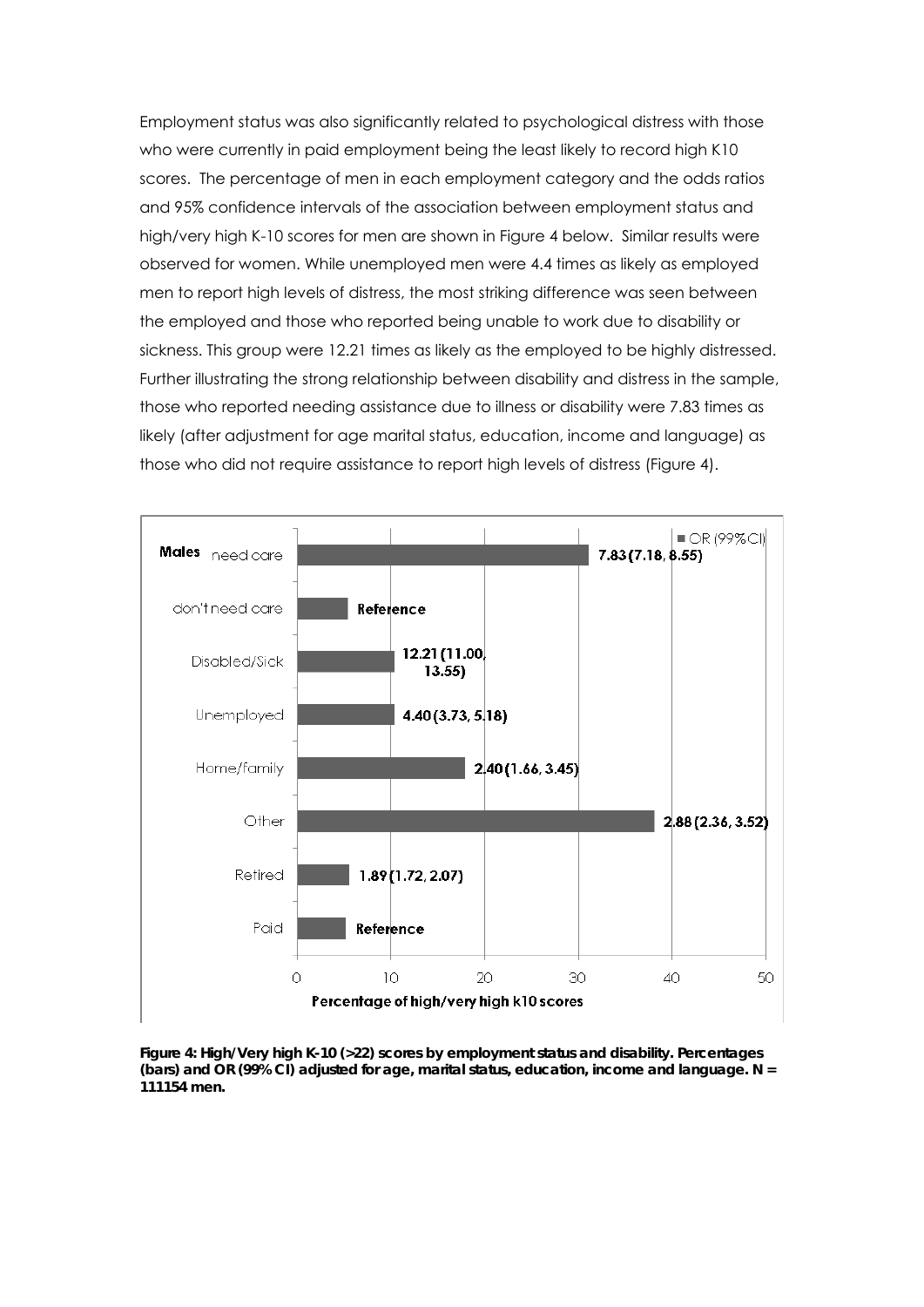Employment status was also significantly related to psychological distress with those who were currently in paid employment being the least likely to record high K10 scores. The percentage of men in each employment category and the odds ratios and 95% confidence intervals of the association between employment status and high/very high K-10 scores for men are shown in Figure 4 below. Similar results were observed for women. While unemployed men were 4.4 times as likely as employed men to report high levels of distress, the most striking difference was seen between the employed and those who reported being unable to work due to disability or sickness. This group were 12.21 times as likely as the employed to be highly distressed. Further illustrating the strong relationship between disability and distress in the sample, those who reported needing assistance due to illness or disability were 7.83 times as likely (after adjustment for age marital status, education, income and language) as those who did not require assistance to report high levels of distress (Figure 4).

**Males**

| Category | OR (99%CI) |
|---|---|
| need care | 7.83 (7.18, 8.55) |
| don't need care | Reference |
| Disabled/Sick | 12.21 (11.00, 13.55) |
| Unemployed | 4.40 (3.73, 5.18) |
| Home/family | 2.40 (1.66, 3.45) |
| Other | 2.88 (2.36, 3.52) |
| Retired | 1.89 (1.72, 2.07) |
| Paid | Reference |

Percentage of high/very high k10 scores (x-axis: 0–50)

**Figure 4: High/Very high K-10 (>22) scores by employment status and disability. Percentages (bars) and OR (99% CI) adjusted for age, marital status, education, income and language. N = 111154 men.**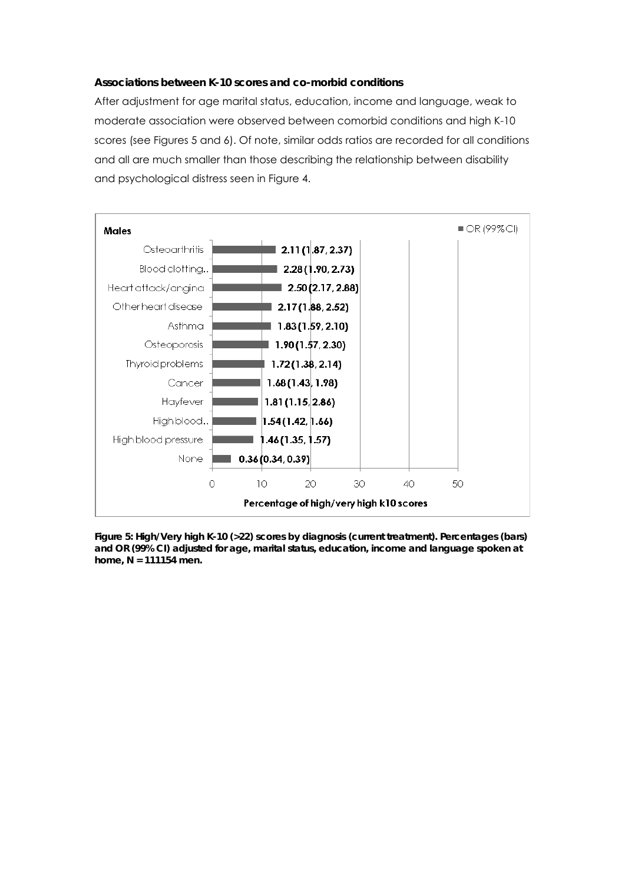### Associations between K-10 scores and co-morbid conditions

After adjustment for age marital status, education, income and language, weak to moderate association were observed between comorbid conditions and high K-10 scores (see Figures 5 and 6). Of note, similar odds ratios are recorded for all conditions and all are much smaller than those describing the relationship between disability and psychological distress seen in Figure 4.

| Males | OR (99% CI) |
|---|---|
| Osteoarthritis | 2.11 (1.87, 2.37) |
| Blood clotting.. | 2.28 (1.90, 2.73) |
| Heart attack/angina | 2.50 (2.17, 2.88) |
| Other heart disease | 2.17 (1.88, 2.52) |
| Asthma | 1.83 (1.59, 2.10) |
| Osteoporosis | 1.90 (1.57, 2.30) |
| Thyroid problems | 1.72 (1.38, 2.14) |
| Cancer | 1.68 (1.43, 1.98) |
| Hayfever | 1.81 (1.15, 2.86) |
| High blood.. | 1.54 (1.42, 1.66) |
| High blood pressure | 1.46 (1.35, 1.57) |
| None | 0.36 (0.34, 0.39) |

Percentage of high/very high k10 scores

**Figure 5: High/Very high K-10 (>22) scores by diagnosis (current treatment). Percentages (bars) and OR (99% CI) adjusted for age, marital status, education, income and language spoken at home, N = 111154 men.**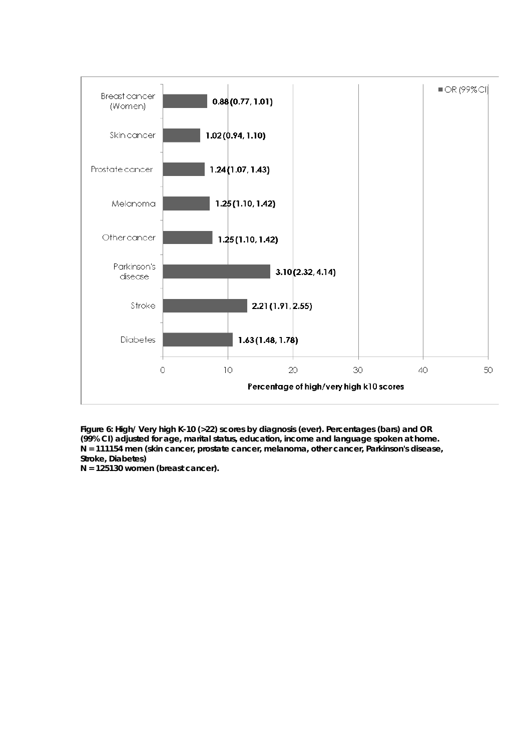| Diagnosis | OR (99% CI) |
|---|---|
| Breast cancer (Women) | 0.88 (0.77, 1.01) |
| Skin cancer | 1.02 (0.94, 1.10) |
| Prostate cancer | 1.24 (1.07, 1.43) |
| Melanoma | 1.25 (1.10, 1.42) |
| Other cancer | 1.25 (1.10, 1.42) |
| Parkinson's disease | 3.10 (2.32, 4.14) |
| Stroke | 2.21 (1.91, 2.55) |
| Diabetes | 1.63 (1.48, 1.78) |

Percentage of high/very high k10 scores

**Figure 6: High/ Very high K-10 (>22) scores by diagnosis (ever). Percentages (bars) and OR (99% CI) adjusted for age, marital status, education, income and language spoken at home. N = 111154 men (skin cancer, prostate cancer, melanoma, other cancer, Parkinson's disease, Stroke, Diabetes)**
**N = 125130 women (breast cancer).**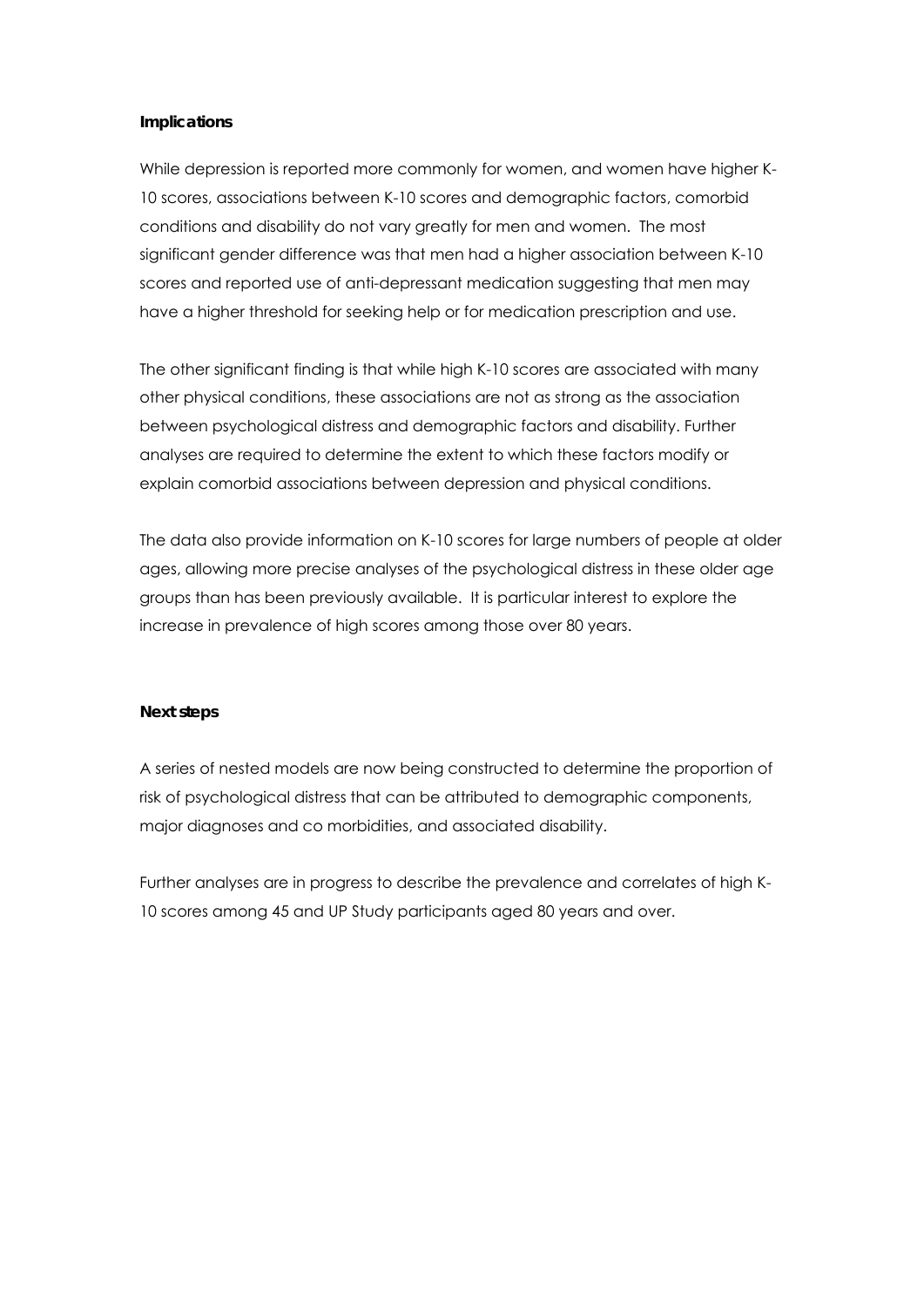**Implications**

While depression is reported more commonly for women, and women have higher K-10 scores, associations between K-10 scores and demographic factors, comorbid conditions and disability do not vary greatly for men and women. The most significant gender difference was that men had a higher association between K-10 scores and reported use of anti-depressant medication suggesting that men may have a higher threshold for seeking help or for medication prescription and use.

The other significant finding is that while high K-10 scores are associated with many other physical conditions, these associations are not as strong as the association between psychological distress and demographic factors and disability. Further analyses are required to determine the extent to which these factors modify or explain comorbid associations between depression and physical conditions.

The data also provide information on K-10 scores for large numbers of people at older ages, allowing more precise analyses of the psychological distress in these older age groups than has been previously available. It is particular interest to explore the increase in prevalence of high scores among those over 80 years.

**Next steps**

A series of nested models are now being constructed to determine the proportion of risk of psychological distress that can be attributed to demographic components, major diagnoses and co morbidities, and associated disability.

Further analyses are in progress to describe the prevalence and correlates of high K-10 scores among 45 and UP Study participants aged 80 years and over.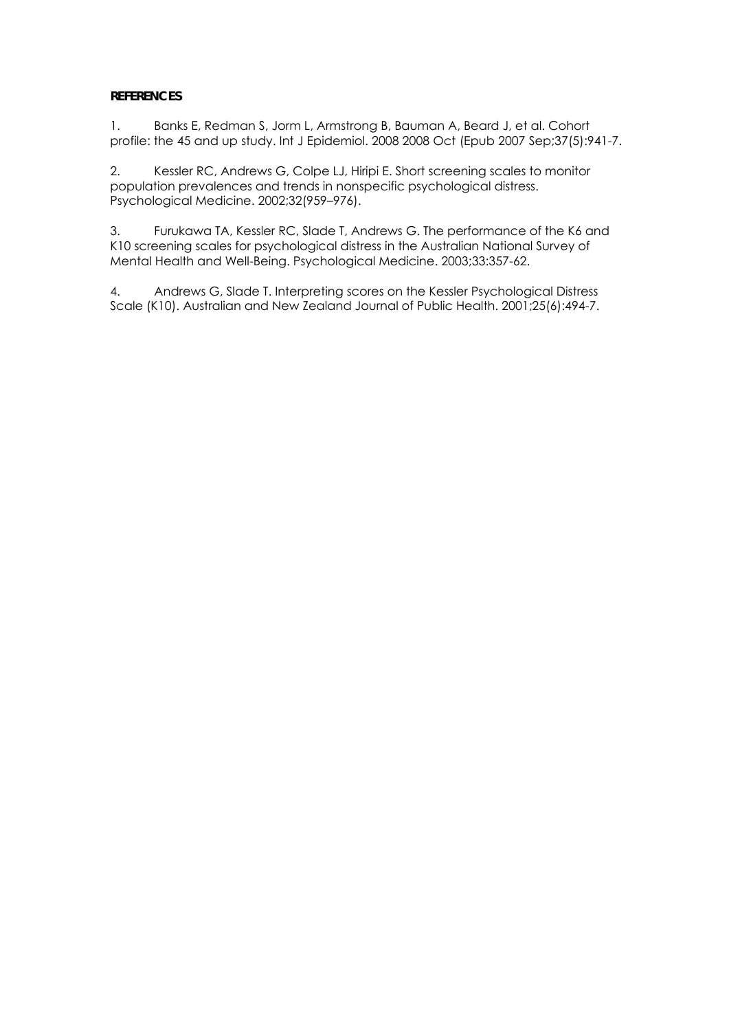**REFERENCES**

1. Banks E, Redman S, Jorm L, Armstrong B, Bauman A, Beard J, et al. Cohort profile: the 45 and up study. Int J Epidemiol. 2008 2008 Oct (Epub 2007 Sep;37(5):941-7.

2. Kessler RC, Andrews G, Colpe LJ, Hiripi E. Short screening scales to monitor population prevalences and trends in nonspecific psychological distress. Psychological Medicine. 2002;32(959–976).

3. Furukawa TA, Kessler RC, Slade T, Andrews G. The performance of the K6 and K10 screening scales for psychological distress in the Australian National Survey of Mental Health and Well-Being. Psychological Medicine. 2003;33:357-62.

4. Andrews G, Slade T. Interpreting scores on the Kessler Psychological Distress Scale (K10). Australian and New Zealand Journal of Public Health. 2001;25(6):494-7.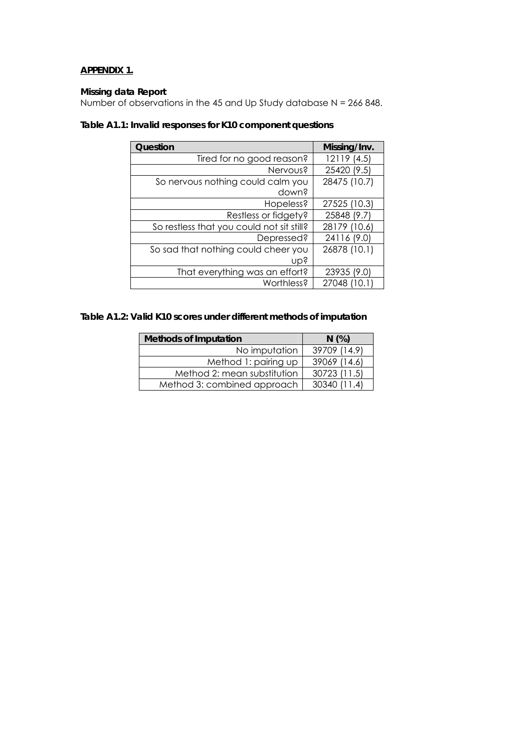**APPENDIX 1.**

**Missing data Report**

Number of observations in the 45 and Up Study database N = 266 848.

**Table A1.1: Invalid responses for K10 component questions**

| Question | Missing/Inv. |
|---|---|
| Tired for no good reason? | 12119 (4.5) |
| Nervous? | 25420 (9.5) |
| So nervous nothing could calm you down? | 28475 (10.7) |
| Hopeless? | 27525 (10.3) |
| Restless or fidgety? | 25848 (9.7) |
| So restless that you could not sit still? | 28179 (10.6) |
| Depressed? | 24116 (9.0) |
| So sad that nothing could cheer you up? | 26878 (10.1) |
| That everything was an effort? | 23935 (9.0) |
| Worthless? | 27048 (10.1) |

**Table A1.2: Valid K10 scores under different methods of imputation**

| Methods of Imputation | N (%) |
|---|---|
| No imputation | 39709 (14.9) |
| Method 1: pairing up | 39069 (14.6) |
| Method 2: mean substitution | 30723 (11.5) |
| Method 3: combined approach | 30340 (11.4) |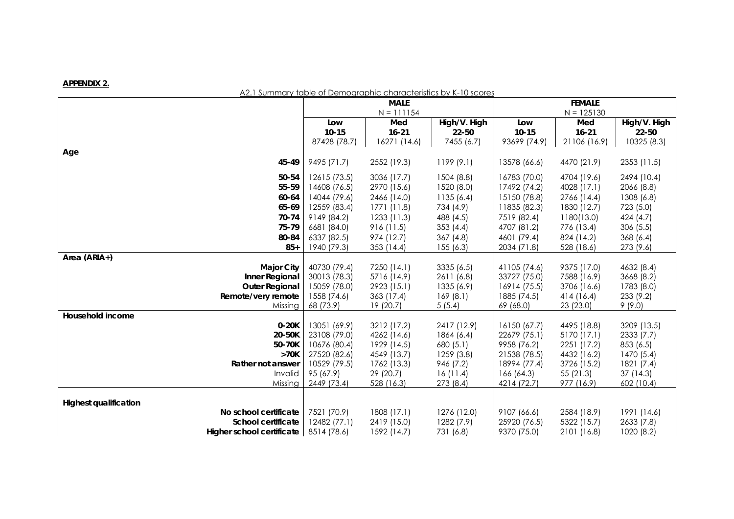**APPENDIX 2.**

A2.1 Summary table of Demographic characteristics by K-10 scores

| | MALE N = 111154 | | | FEMALE N = 125130 | | |
|---|---|---|---|---|---|---|
| | Low 10-15 87428 (78.7) | Med 16-21 16271 (14.6) | High/V. High 22-50 7455 (6.7) | Low 10-15 93699 (74.9) | Med 16-21 21106 (16.9) | High/V. High 22-50 10325 (8.3) |
| **Age** | | | | | | |
| **45-49** | 9495 (71.7) | 2552 (19.3) | 1199 (9.1) | 13578 (66.6) | 4470 (21.9) | 2353 (11.5) |
| **50-54** | 12615 (73.5) | 3036 (17.7) | 1504 (8.8) | 16783 (70.0) | 4704 (19.6) | 2494 (10.4) |
| **55-59** | 14608 (76.5) | 2970 (15.6) | 1520 (8.0) | 17492 (74.2) | 4028 (17.1) | 2066 (8.8) |
| **60-64** | 14044 (79.6) | 2466 (14.0) | 1135 (6.4) | 15150 (78.8) | 2766 (14.4) | 1308 (6.8) |
| **65-69** | 12559 (83.4) | 1771 (11.8) | 734 (4.9) | 11835 (82.3) | 1830 (12.7) | 723 (5.0) |
| **70-74** | 9149 (84.2) | 1233 (11.3) | 488 (4.5) | 7519 (82.4) | 1180(13.0) | 424 (4.7) |
| **75-79** | 6681 (84.0) | 916 (11.5) | 353 (4.4) | 4707 (81.2) | 776 (13.4) | 306 (5.5) |
| **80-84** | 6337 (82.5) | 974 (12.7) | 367 (4.8) | 4601 (79.4) | 824 (14.2) | 368 (6.4) |
| **85+** | 1940 (79.3) | 353 (14.4) | 155 (6.3) | 2034 (71.8) | 528 (18.6) | 273 (9.6) |
| **Area (ARIA+)** | | | | | | |
| **Major City** | 40730 (79.4) | 7250 (14.1) | 3335 (6.5) | 41105 (74.6) | 9375 (17.0) | 4632 (8.4) |
| **Inner Regional** | 30013 (78.3) | 5716 (14.9) | 2611 (6.8) | 33727 (75.0) | 7588 (16.9) | 3668 (8.2) |
| **Outer Regional** | 15059 (78.0) | 2923 (15.1) | 1335 (6.9) | 16914 (75.5) | 3706 (16.6) | 1783 (8.0) |
| **Remote/very remote** | 1558 (74.6) | 363 (17.4) | 169 (8.1) | 1885 (74.5) | 414 (16.4) | 233 (9.2) |
| Missing | 68 (73.9) | 19 (20.7) | 5 (5.4) | 69 (68.0) | 23 (23.0) | 9 (9.0) |
| **Household income** | | | | | | |
| **0-20K** | 13051 (69.9) | 3212 (17.2) | 2417 (12.9) | 16150 (67.7) | 4495 (18.8) | 3209 (13.5) |
| **20-50K** | 23108 (79.0) | 4262 (14.6) | 1864 (6.4) | 22679 (75.1) | 5170 (17.1) | 2333 (7.7) |
| **50-70K** | 10676 (80.4) | 1929 (14.5) | 680 (5.1) | 9958 (76.2) | 2251 (17.2) | 853 (6.5) |
| **>70K** | 27520 (82.6) | 4549 (13.7) | 1259 (3.8) | 21538 (78.5) | 4432 (16.2) | 1470 (5.4) |
| **Rather not answer** | 10529 (79.5) | 1762 (13.3) | 946 (7.2) | 18994 (77.4) | 3726 (15.2) | 1821 (7.4) |
| Invalid | 95 (67.9) | 29 (20.7) | 16 (11.4) | 166 (64.3) | 55 (21.3) | 37 (14.3) |
| Missing | 2449 (73.4) | 528 (16.3) | 273 (8.4) | 4214 (72.7) | 977 (16.9) | 602 (10.4) |
| **Highest qualification** | | | | | | |
| **No school certificate** | 7521 (70.9) | 1808 (17.1) | 1276 (12.0) | 9107 (66.6) | 2584 (18.9) | 1991 (14.6) |
| **School certificate** | 12482 (77.1) | 2419 (15.0) | 1282 (7.9) | 25920 (76.5) | 5322 (15.7) | 2633 (7.8) |
| **Higher school certificate** | 8514 (78.6) | 1592 (14.7) | 731 (6.8) | 9370 (75.0) | 2101 (16.8) | 1020 (8.2) |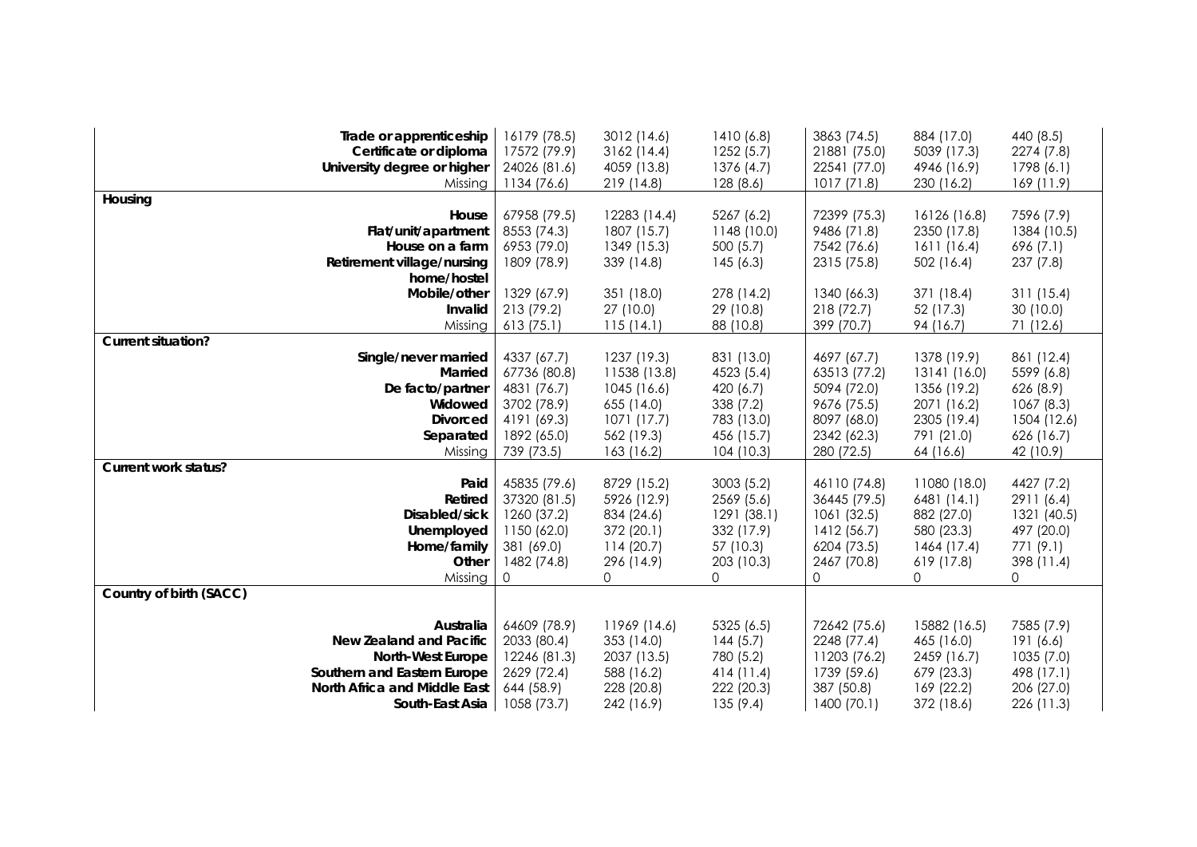| | | | | | | |
|---|---|---|---|---|---|---|
| **Trade or apprenticeship** | 16179 (78.5) | 3012 (14.6) | 1410 (6.8) | 3863 (74.5) | 884 (17.0) | 440 (8.5) |
| **Certificate or diploma** | 17572 (79.9) | 3162 (14.4) | 1252 (5.7) | 21881 (75.0) | 5039 (17.3) | 2274 (7.8) |
| **University degree or higher** | 24026 (81.6) | 4059 (13.8) | 1376 (4.7) | 22541 (77.0) | 4946 (16.9) | 1798 (6.1) |
| Missing | 1134 (76.6) | 219 (14.8) | 128 (8.6) | 1017 (71.8) | 230 (16.2) | 169 (11.9) |
| **Housing** | | | | | | |
| **House** | 67958 (79.5) | 12283 (14.4) | 5267 (6.2) | 72399 (75.3) | 16126 (16.8) | 7596 (7.9) |
| **Flat/unit/apartment** | 8553 (74.3) | 1807 (15.7) | 1148 (10.0) | 9486 (71.8) | 2350 (17.8) | 1384 (10.5) |
| **House on a farm** | 6953 (79.0) | 1349 (15.3) | 500 (5.7) | 7542 (76.6) | 1611 (16.4) | 696 (7.1) |
| **Retirement village/nursing home/hostel** | 1809 (78.9) | 339 (14.8) | 145 (6.3) | 2315 (75.8) | 502 (16.4) | 237 (7.8) |
| **Mobile/other** | 1329 (67.9) | 351 (18.0) | 278 (14.2) | 1340 (66.3) | 371 (18.4) | 311 (15.4) |
| **Invalid** | 213 (79.2) | 27 (10.0) | 29 (10.8) | 218 (72.7) | 52 (17.3) | 30 (10.0) |
| Missing | 613 (75.1) | 115 (14.1) | 88 (10.8) | 399 (70.7) | 94 (16.7) | 71 (12.6) |
| **Current situation?** | | | | | | |
| **Single/never married** | 4337 (67.7) | 1237 (19.3) | 831 (13.0) | 4697 (67.7) | 1378 (19.9) | 861 (12.4) |
| **Married** | 67736 (80.8) | 11538 (13.8) | 4523 (5.4) | 63513 (77.2) | 13141 (16.0) | 5599 (6.8) |
| **De facto/partner** | 4831 (76.7) | 1045 (16.6) | 420 (6.7) | 5094 (72.0) | 1356 (19.2) | 626 (8.9) |
| **Widowed** | 3702 (78.9) | 655 (14.0) | 338 (7.2) | 9676 (75.5) | 2071 (16.2) | 1067 (8.3) |
| **Divorced** | 4191 (69.3) | 1071 (17.7) | 783 (13.0) | 8097 (68.0) | 2305 (19.4) | 1504 (12.6) |
| **Separated** | 1892 (65.0) | 562 (19.3) | 456 (15.7) | 2342 (62.3) | 791 (21.0) | 626 (16.7) |
| Missing | 739 (73.5) | 163 (16.2) | 104 (10.3) | 280 (72.5) | 64 (16.6) | 42 (10.9) |
| **Current work status?** | | | | | | |
| **Paid** | 45835 (79.6) | 8729 (15.2) | 3003 (5.2) | 46110 (74.8) | 11080 (18.0) | 4427 (7.2) |
| **Retired** | 37320 (81.5) | 5926 (12.9) | 2569 (5.6) | 36445 (79.5) | 6481 (14.1) | 2911 (6.4) |
| **Disabled/sick** | 1260 (37.2) | 834 (24.6) | 1291 (38.1) | 1061 (32.5) | 882 (27.0) | 1321 (40.5) |
| **Unemployed** | 1150 (62.0) | 372 (20.1) | 332 (17.9) | 1412 (56.7) | 580 (23.3) | 497 (20.0) |
| **Home/family** | 381 (69.0) | 114 (20.7) | 57 (10.3) | 6204 (73.5) | 1464 (17.4) | 771 (9.1) |
| **Other** | 1482 (74.8) | 296 (14.9) | 203 (10.3) | 2467 (70.8) | 619 (17.8) | 398 (11.4) |
| Missing | 0 | 0 | 0 | 0 | 0 | 0 |
| **Country of birth (SACC)** | | | | | | |
| **Australia** | 64609 (78.9) | 11969 (14.6) | 5325 (6.5) | 72642 (75.6) | 15882 (16.5) | 7585 (7.9) |
| **New Zealand and Pacific** | 2033 (80.4) | 353 (14.0) | 144 (5.7) | 2248 (77.4) | 465 (16.0) | 191 (6.6) |
| **North-West Europe** | 12246 (81.3) | 2037 (13.5) | 780 (5.2) | 11203 (76.2) | 2459 (16.7) | 1035 (7.0) |
| **Southern and Eastern Europe** | 2629 (72.4) | 588 (16.2) | 414 (11.4) | 1739 (59.6) | 679 (23.3) | 498 (17.1) |
| **North Africa and Middle East** | 644 (58.9) | 228 (20.8) | 222 (20.3) | 387 (50.8) | 169 (22.2) | 206 (27.0) |
| **South-East Asia** | 1058 (73.7) | 242 (16.9) | 135 (9.4) | 1400 (70.1) | 372 (18.6) | 226 (11.3) |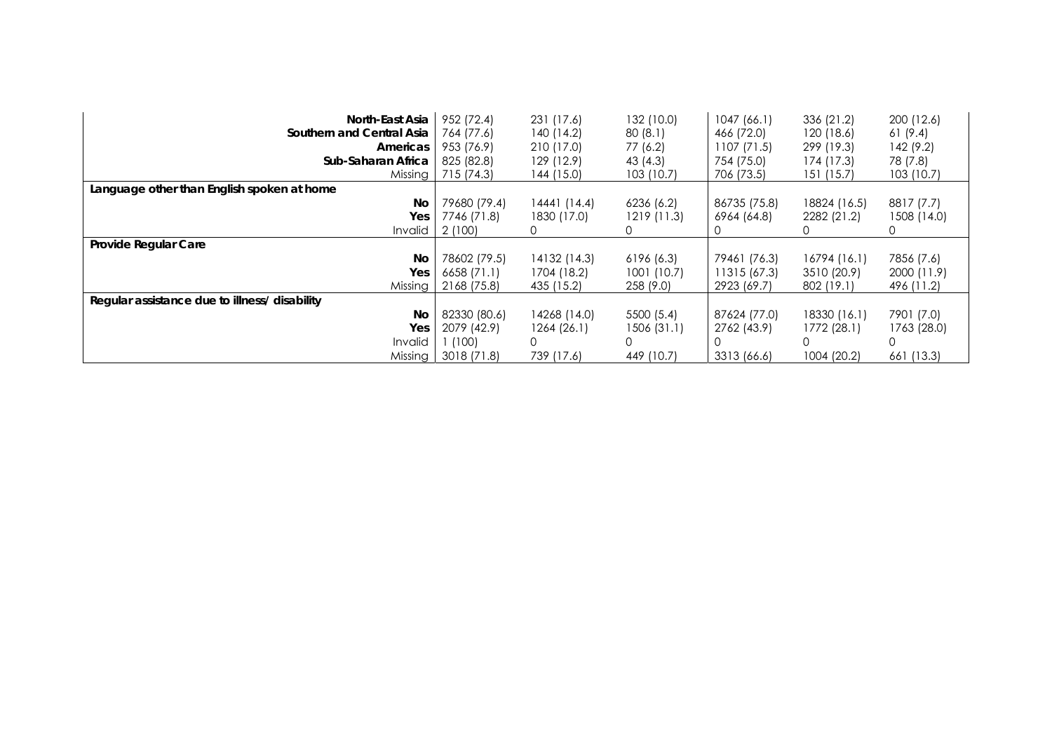| | | | | | | |
|---|---|---|---|---|---|---|
| **North-East Asia** | 952 (72.4) | 231 (17.6) | 132 (10.0) | 1047 (66.1) | 336 (21.2) | 200 (12.6) |
| **Southern and Central Asia** | 764 (77.6) | 140 (14.2) | 80 (8.1) | 466 (72.0) | 120 (18.6) | 61 (9.4) |
| **Americas** | 953 (76.9) | 210 (17.0) | 77 (6.2) | 1107 (71.5) | 299 (19.3) | 142 (9.2) |
| **Sub-Saharan Africa** | 825 (82.8) | 129 (12.9) | 43 (4.3) | 754 (75.0) | 174 (17.3) | 78 (7.8) |
| Missing | 715 (74.3) | 144 (15.0) | 103 (10.7) | 706 (73.5) | 151 (15.7) | 103 (10.7) |
| **Language other than English spoken at home** | | | | | | |
| **No** | 79680 (79.4) | 14441 (14.4) | 6236 (6.2) | 86735 (75.8) | 18824 (16.5) | 8817 (7.7) |
| **Yes** | 7746 (71.8) | 1830 (17.0) | 1219 (11.3) | 6964 (64.8) | 2282 (21.2) | 1508 (14.0) |
| Invalid | 2 (100) | 0 | 0 | 0 | 0 | 0 |
| **Provide Regular Care** | | | | | | |
| **No** | 78602 (79.5) | 14132 (14.3) | 6196 (6.3) | 79461 (76.3) | 16794 (16.1) | 7856 (7.6) |
| **Yes** | 6658 (71.1) | 1704 (18.2) | 1001 (10.7) | 11315 (67.3) | 3510 (20.9) | 2000 (11.9) |
| Missing | 2168 (75.8) | 435 (15.2) | 258 (9.0) | 2923 (69.7) | 802 (19.1) | 496 (11.2) |
| **Regular assistance due to illness/ disability** | | | | | | |
| **No** | 82330 (80.6) | 14268 (14.0) | 5500 (5.4) | 87624 (77.0) | 18330 (16.1) | 7901 (7.0) |
| **Yes** | 2079 (42.9) | 1264 (26.1) | 1506 (31.1) | 2762 (43.9) | 1772 (28.1) | 1763 (28.0) |
| Invalid | 1 (100) | 0 | 0 | 0 | 0 | 0 |
| Missing | 3018 (71.8) | 739 (17.6) | 449 (10.7) | 3313 (66.6) | 1004 (20.2) | 661 (13.3) |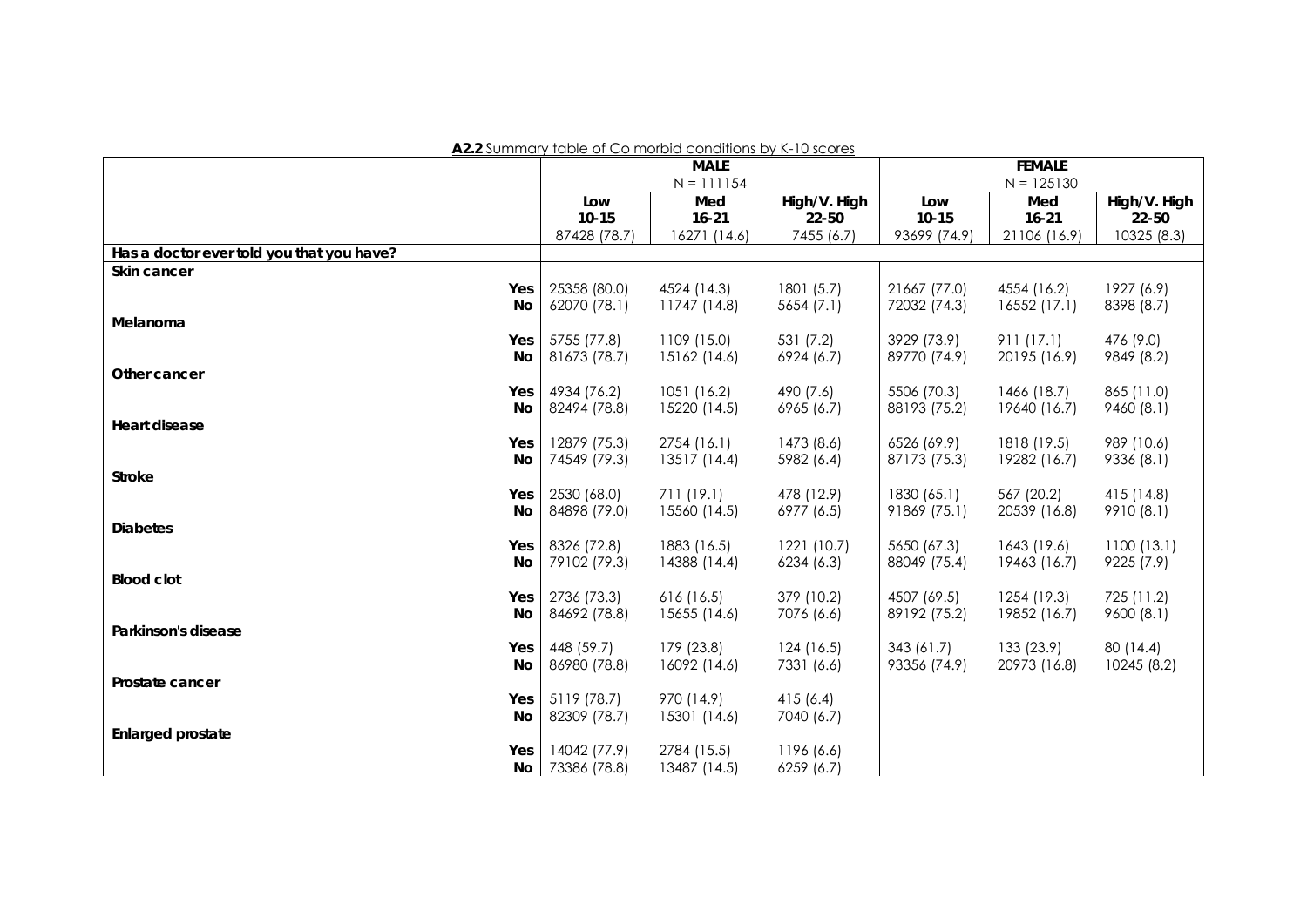**A2.2** Summary table of Co morbid conditions by K-10 scores

| | | MALE N = 111154 | | | FEMALE N = 125130 | |
|---|---|---|---|---|---|---|
| | Low 10-15 | Med 16-21 | High/V. High 22-50 | Low 10-15 | Med 16-21 | High/V. High 22-50 |
| | 87428 (78.7) | 16271 (14.6) | 7455 (6.7) | 93699 (74.9) | 21106 (16.9) | 10325 (8.3) |
| **Has a doctor ever told you that you have?** | | | | | | |
| **Skin cancer** | | | | | | |
| **Yes** | 25358 (80.0) | 4524 (14.3) | 1801 (5.7) | 21667 (77.0) | 4554 (16.2) | 1927 (6.9) |
| **No** | 62070 (78.1) | 11747 (14.8) | 5654 (7.1) | 72032 (74.3) | 16552 (17.1) | 8398 (8.7) |
| **Melanoma** | | | | | | |
| **Yes** | 5755 (77.8) | 1109 (15.0) | 531 (7.2) | 3929 (73.9) | 911 (17.1) | 476 (9.0) |
| **No** | 81673 (78.7) | 15162 (14.6) | 6924 (6.7) | 89770 (74.9) | 20195 (16.9) | 9849 (8.2) |
| **Other cancer** | | | | | | |
| **Yes** | 4934 (76.2) | 1051 (16.2) | 490 (7.6) | 5506 (70.3) | 1466 (18.7) | 865 (11.0) |
| **No** | 82494 (78.8) | 15220 (14.5) | 6965 (6.7) | 88193 (75.2) | 19640 (16.7) | 9460 (8.1) |
| **Heart disease** | | | | | | |
| **Yes** | 12879 (75.3) | 2754 (16.1) | 1473 (8.6) | 6526 (69.9) | 1818 (19.5) | 989 (10.6) |
| **No** | 74549 (79.3) | 13517 (14.4) | 5982 (6.4) | 87173 (75.3) | 19282 (16.7) | 9336 (8.1) |
| **Stroke** | | | | | | |
| **Yes** | 2530 (68.0) | 711 (19.1) | 478 (12.9) | 1830 (65.1) | 567 (20.2) | 415 (14.8) |
| **No** | 84898 (79.0) | 15560 (14.5) | 6977 (6.5) | 91869 (75.1) | 20539 (16.8) | 9910 (8.1) |
| **Diabetes** | | | | | | |
| **Yes** | 8326 (72.8) | 1883 (16.5) | 1221 (10.7) | 5650 (67.3) | 1643 (19.6) | 1100 (13.1) |
| **No** | 79102 (79.3) | 14388 (14.4) | 6234 (6.3) | 88049 (75.4) | 19463 (16.7) | 9225 (7.9) |
| **Blood clot** | | | | | | |
| **Yes** | 2736 (73.3) | 616 (16.5) | 379 (10.2) | 4507 (69.5) | 1254 (19.3) | 725 (11.2) |
| **No** | 84692 (78.8) | 15655 (14.6) | 7076 (6.6) | 89192 (75.2) | 19852 (16.7) | 9600 (8.1) |
| **Parkinson's disease** | | | | | | |
| **Yes** | 448 (59.7) | 179 (23.8) | 124 (16.5) | 343 (61.7) | 133 (23.9) | 80 (14.4) |
| **No** | 86980 (78.8) | 16092 (14.6) | 7331 (6.6) | 93356 (74.9) | 20973 (16.8) | 10245 (8.2) |
| **Prostate cancer** | | | | | | |
| **Yes** | 5119 (78.7) | 970 (14.9) | 415 (6.4) | | | |
| **No** | 82309 (78.7) | 15301 (14.6) | 7040 (6.7) | | | |
| **Enlarged prostate** | | | | | | |
| **Yes** | 14042 (77.9) | 2784 (15.5) | 1196 (6.6) | | | |
| **No** | 73386 (78.8) | 13487 (14.5) | 6259 (6.7) | | | |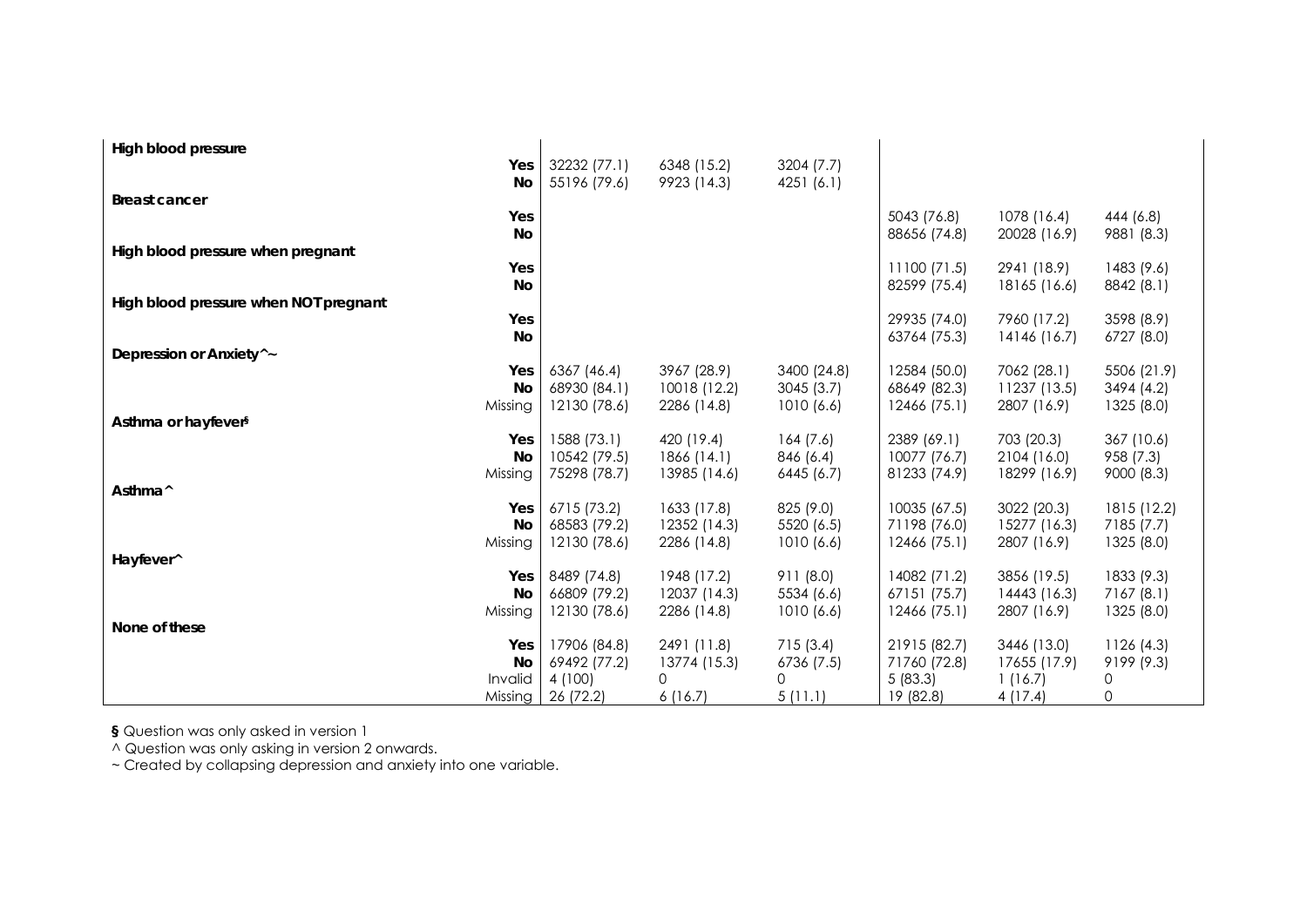| | | | | | | | |
|---|---|---|---|---|---|---|---|
| **High blood pressure** | | | | | | | |
| | **Yes** | 32232 (77.1) | 6348 (15.2) | 3204 (7.7) | | | |
| | **No** | 55196 (79.6) | 9923 (14.3) | 4251 (6.1) | | | |
| **Breast cancer** | | | | | | | |
| | **Yes** | | | | 5043 (76.8) | 1078 (16.4) | 444 (6.8) |
| | **No** | | | | 88656 (74.8) | 20028 (16.9) | 9881 (8.3) |
| **High blood pressure when pregnant** | | | | | | | |
| | **Yes** | | | | 11100 (71.5) | 2941 (18.9) | 1483 (9.6) |
| | **No** | | | | 82599 (75.4) | 18165 (16.6) | 8842 (8.1) |
| **High blood pressure when NOT pregnant** | | | | | | | |
| | **Yes** | | | | 29935 (74.0) | 7960 (17.2) | 3598 (8.9) |
| | **No** | | | | 63764 (75.3) | 14146 (16.7) | 6727 (8.0) |
| **Depression or Anxiety^~** | | | | | | | |
| | **Yes** | 6367 (46.4) | 3967 (28.9) | 3400 (24.8) | 12584 (50.0) | 7062 (28.1) | 5506 (21.9) |
| | **No** | 68930 (84.1) | 10018 (12.2) | 3045 (3.7) | 68649 (82.3) | 11237 (13.5) | 3494 (4.2) |
| | Missing | 12130 (78.6) | 2286 (14.8) | 1010 (6.6) | 12466 (75.1) | 2807 (16.9) | 1325 (8.0) |
| **Asthma or hayfever§** | | | | | | | |
| | **Yes** | 1588 (73.1) | 420 (19.4) | 164 (7.6) | 2389 (69.1) | 703 (20.3) | 367 (10.6) |
| | **No** | 10542 (79.5) | 1866 (14.1) | 846 (6.4) | 10077 (76.7) | 2104 (16.0) | 958 (7.3) |
| | Missing | 75298 (78.7) | 13985 (14.6) | 6445 (6.7) | 81233 (74.9) | 18299 (16.9) | 9000 (8.3) |
| **Asthma^** | | | | | | | |
| | **Yes** | 6715 (73.2) | 1633 (17.8) | 825 (9.0) | 10035 (67.5) | 3022 (20.3) | 1815 (12.2) |
| | **No** | 68583 (79.2) | 12352 (14.3) | 5520 (6.5) | 71198 (76.0) | 15277 (16.3) | 7185 (7.7) |
| | Missing | 12130 (78.6) | 2286 (14.8) | 1010 (6.6) | 12466 (75.1) | 2807 (16.9) | 1325 (8.0) |
| **Hayfever^** | | | | | | | |
| | **Yes** | 8489 (74.8) | 1948 (17.2) | 911 (8.0) | 14082 (71.2) | 3856 (19.5) | 1833 (9.3) |
| | **No** | 66809 (79.2) | 12037 (14.3) | 5534 (6.6) | 67151 (75.7) | 14443 (16.3) | 7167 (8.1) |
| | Missing | 12130 (78.6) | 2286 (14.8) | 1010 (6.6) | 12466 (75.1) | 2807 (16.9) | 1325 (8.0) |
| **None of these** | | | | | | | |
| | **Yes** | 17906 (84.8) | 2491 (11.8) | 715 (3.4) | 21915 (82.7) | 3446 (13.0) | 1126 (4.3) |
| | **No** | 69492 (77.2) | 13774 (15.3) | 6736 (7.5) | 71760 (72.8) | 17655 (17.9) | 9199 (9.3) |
| | Invalid | 4 (100) | 0 | 0 | 5 (83.3) | 1 (16.7) | 0 |
| | Missing | 26 (72.2) | 6 (16.7) | 5 (11.1) | 19 (82.8) | 4 (17.4) | 0 |

**§** Question was only asked in version 1

^ Question was only asking in version 2 onwards.

~ Created by collapsing depression and anxiety into one variable.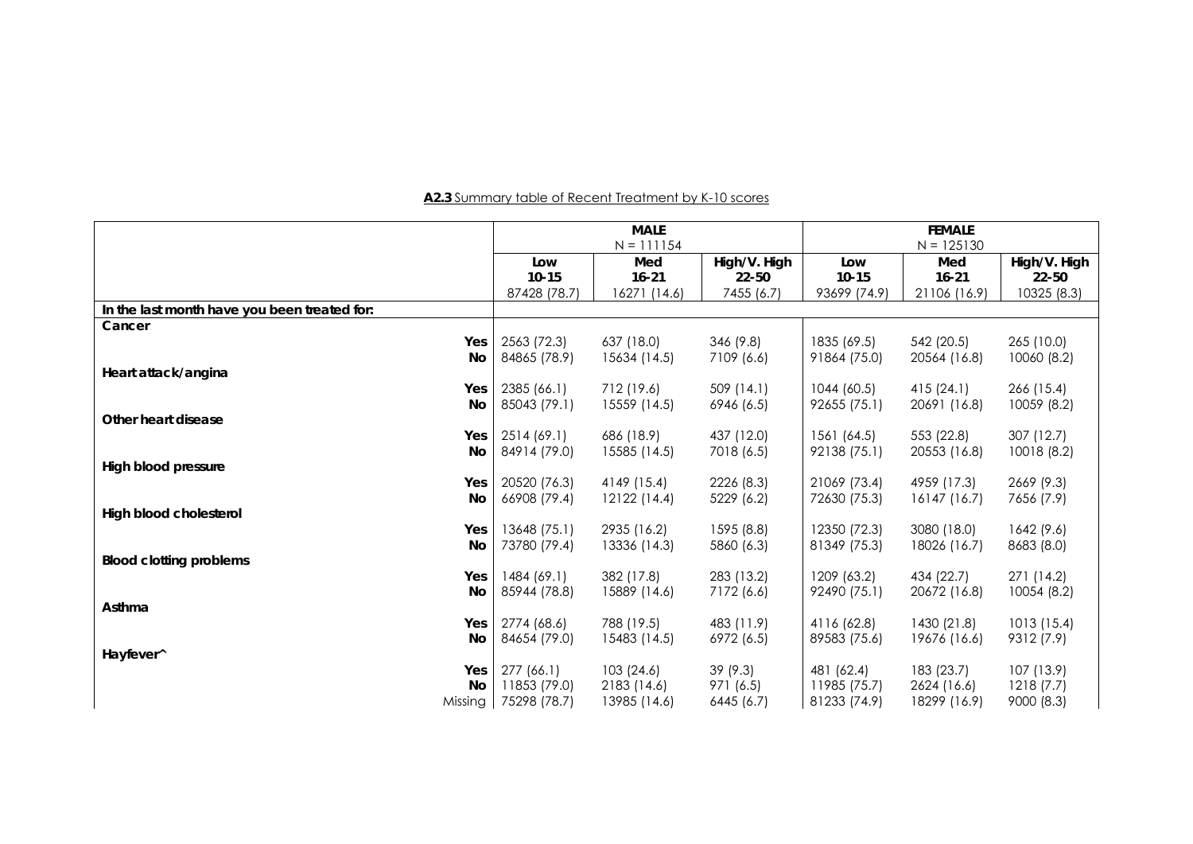**A2.3** Summary table of Recent Treatment by K-10 scores

| | | MALE N = 111154 | | | FEMALE N = 125130 | |
|---|---|---|---|---|---|---|
| | Low 10-15 | Med 16-21 | High/V. High 22-50 | Low 10-15 | Med 16-21 | High/V. High 22-50 |
| | 87428 (78.7) | 16271 (14.6) | 7455 (6.7) | 93699 (74.9) | 21106 (16.9) | 10325 (8.3) |
| **In the last month have you been treated for:** | | | | | | |
| **Cancer** | | | | | | |
| **Yes** | 2563 (72.3) | 637 (18.0) | 346 (9.8) | 1835 (69.5) | 542 (20.5) | 265 (10.0) |
| **No** | 84865 (78.9) | 15634 (14.5) | 7109 (6.6) | 91864 (75.0) | 20564 (16.8) | 10060 (8.2) |
| **Heart attack/angina** | | | | | | |
| **Yes** | 2385 (66.1) | 712 (19.6) | 509 (14.1) | 1044 (60.5) | 415 (24.1) | 266 (15.4) |
| **No** | 85043 (79.1) | 15559 (14.5) | 6946 (6.5) | 92655 (75.1) | 20691 (16.8) | 10059 (8.2) |
| **Other heart disease** | | | | | | |
| **Yes** | 2514 (69.1) | 686 (18.9) | 437 (12.0) | 1561 (64.5) | 553 (22.8) | 307 (12.7) |
| **No** | 84914 (79.0) | 15585 (14.5) | 7018 (6.5) | 92138 (75.1) | 20553 (16.8) | 10018 (8.2) |
| **High blood pressure** | | | | | | |
| **Yes** | 20520 (76.3) | 4149 (15.4) | 2226 (8.3) | 21069 (73.4) | 4959 (17.3) | 2669 (9.3) |
| **No** | 66908 (79.4) | 12122 (14.4) | 5229 (6.2) | 72630 (75.3) | 16147 (16.7) | 7656 (7.9) |
| **High blood cholesterol** | | | | | | |
| **Yes** | 13648 (75.1) | 2935 (16.2) | 1595 (8.8) | 12350 (72.3) | 3080 (18.0) | 1642 (9.6) |
| **No** | 73780 (79.4) | 13336 (14.3) | 5860 (6.3) | 81349 (75.3) | 18026 (16.7) | 8683 (8.0) |
| **Blood clotting problems** | | | | | | |
| **Yes** | 1484 (69.1) | 382 (17.8) | 283 (13.2) | 1209 (63.2) | 434 (22.7) | 271 (14.2) |
| **No** | 85944 (78.8) | 15889 (14.6) | 7172 (6.6) | 92490 (75.1) | 20672 (16.8) | 10054 (8.2) |
| **Asthma** | | | | | | |
| **Yes** | 2774 (68.6) | 788 (19.5) | 483 (11.9) | 4116 (62.8) | 1430 (21.8) | 1013 (15.4) |
| **No** | 84654 (79.0) | 15483 (14.5) | 6972 (6.5) | 89583 (75.6) | 19676 (16.6) | 9312 (7.9) |
| **Hayfever^** | | | | | | |
| **Yes** | 277 (66.1) | 103 (24.6) | 39 (9.3) | 481 (62.4) | 183 (23.7) | 107 (13.9) |
| **No** | 11853 (79.0) | 2183 (14.6) | 971 (6.5) | 11985 (75.7) | 2624 (16.6) | 1218 (7.7) |
| Missing | 75298 (78.7) | 13985 (14.6) | 6445 (6.7) | 81233 (74.9) | 18299 (16.9) | 9000 (8.3) |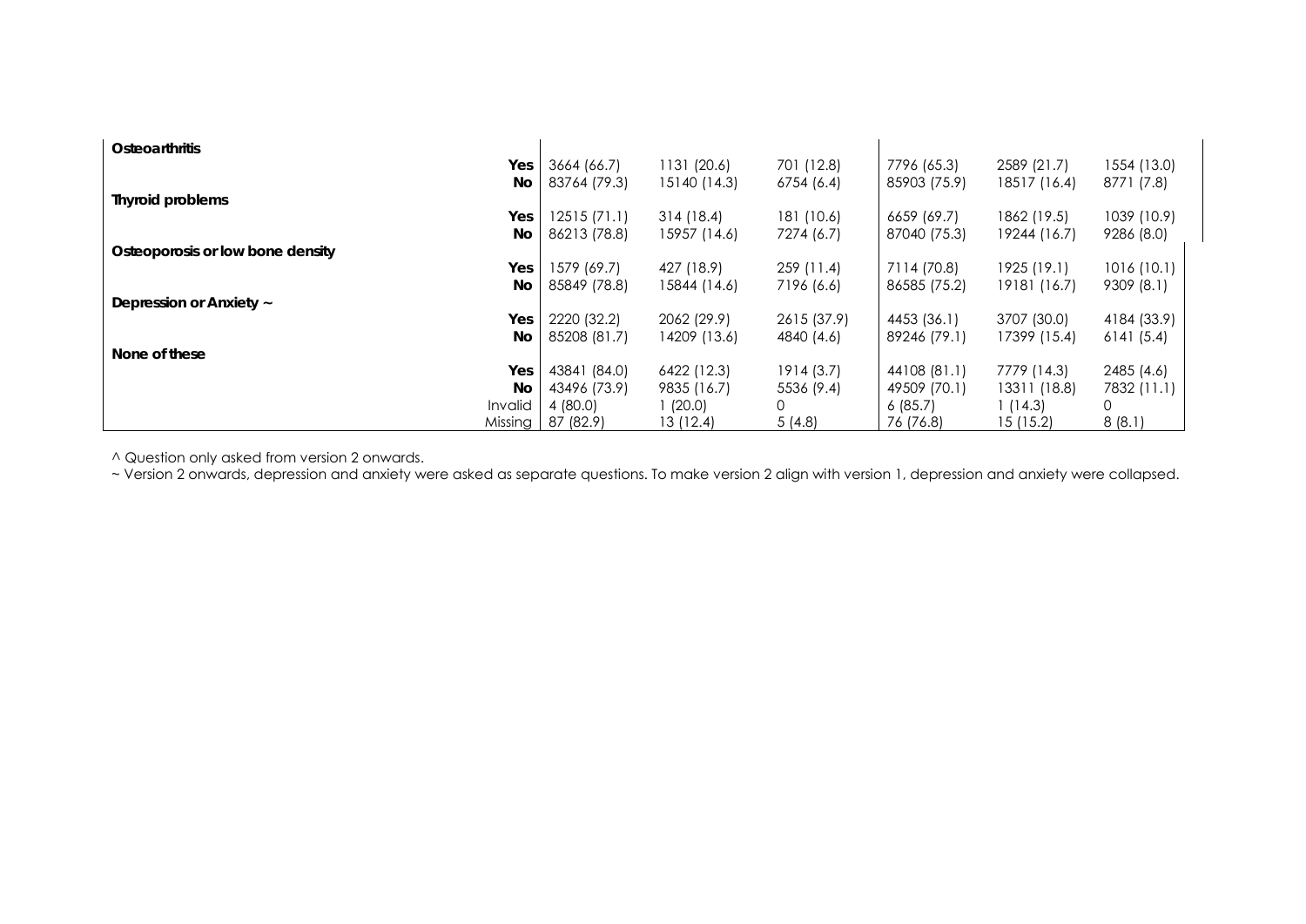| | | | | | | | |
|---|---|---|---|---|---|---|---|
| **Osteoarthritis** | | | | | | | |
| | **Yes** | 3664 (66.7) | 1131 (20.6) | 701 (12.8) | 7796 (65.3) | 2589 (21.7) | 1554 (13.0) |
| | **No** | 83764 (79.3) | 15140 (14.3) | 6754 (6.4) | 85903 (75.9) | 18517 (16.4) | 8771 (7.8) |
| **Thyroid problems** | | | | | | | |
| | **Yes** | 12515 (71.1) | 314 (18.4) | 181 (10.6) | 6659 (69.7) | 1862 (19.5) | 1039 (10.9) |
| | **No** | 86213 (78.8) | 15957 (14.6) | 7274 (6.7) | 87040 (75.3) | 19244 (16.7) | 9286 (8.0) |
| **Osteoporosis or low bone density** | | | | | | | |
| | **Yes** | 1579 (69.7) | 427 (18.9) | 259 (11.4) | 7114 (70.8) | 1925 (19.1) | 1016 (10.1) |
| | **No** | 85849 (78.8) | 15844 (14.6) | 7196 (6.6) | 86585 (75.2) | 19181 (16.7) | 9309 (8.1) |
| **Depression or Anxiety ~** | | | | | | | |
| | **Yes** | 2220 (32.2) | 2062 (29.9) | 2615 (37.9) | 4453 (36.1) | 3707 (30.0) | 4184 (33.9) |
| | **No** | 85208 (81.7) | 14209 (13.6) | 4840 (4.6) | 89246 (79.1) | 17399 (15.4) | 6141 (5.4) |
| **None of these** | | | | | | | |
| | **Yes** | 43841 (84.0) | 6422 (12.3) | 1914 (3.7) | 44108 (81.1) | 7779 (14.3) | 2485 (4.6) |
| | **No** | 43496 (73.9) | 9835 (16.7) | 5536 (9.4) | 49509 (70.1) | 13311 (18.8) | 7832 (11.1) |
| | Invalid | 4 (80.0) | 1 (20.0) | 0 | 6 (85.7) | 1 (14.3) | 0 |
| | Missing | 87 (82.9) | 13 (12.4) | 5 (4.8) | 76 (76.8) | 15 (15.2) | 8 (8.1) |

^ Question only asked from version 2 onwards.

~ Version 2 onwards, depression and anxiety were asked as separate questions. To make version 2 align with version 1, depression and anxiety were collapsed.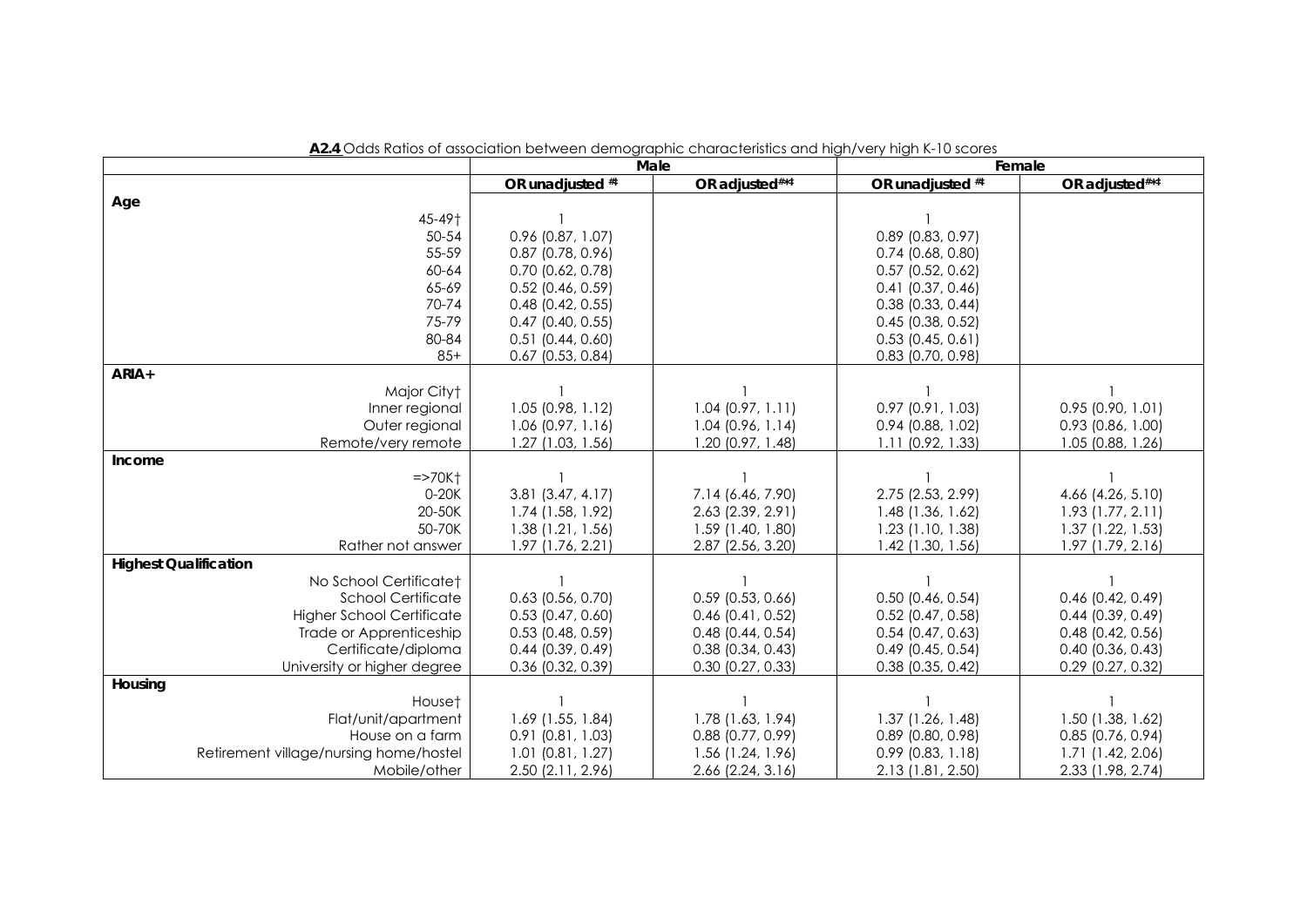**A2.4** Odds Ratios of association between demographic characteristics and high/very high K-10 scores

| | Male | | Female | |
|---|---|---|---|---|
| | OR unadjusted [#] | OR adjusted[#*‡] | OR unadjusted [#] | OR adjusted[#*‡] |
| **Age** | | | | |
| 45-49† | 1 | | 1 | |
| 50-54 | 0.96 (0.87, 1.07) | | 0.89 (0.83, 0.97) | |
| 55-59 | 0.87 (0.78, 0.96) | | 0.74 (0.68, 0.80) | |
| 60-64 | 0.70 (0.62, 0.78) | | 0.57 (0.52, 0.62) | |
| 65-69 | 0.52 (0.46, 0.59) | | 0.41 (0.37, 0.46) | |
| 70-74 | 0.48 (0.42, 0.55) | | 0.38 (0.33, 0.44) | |
| 75-79 | 0.47 (0.40, 0.55) | | 0.45 (0.38, 0.52) | |
| 80-84 | 0.51 (0.44, 0.60) | | 0.53 (0.45, 0.61) | |
| 85+ | 0.67 (0.53, 0.84) | | 0.83 (0.70, 0.98) | |
| **ARIA+** | | | | |
| Major City† | 1 | 1 | 1 | 1 |
| Inner regional | 1.05 (0.98, 1.12) | 1.04 (0.97, 1.11) | 0.97 (0.91, 1.03) | 0.95 (0.90, 1.01) |
| Outer regional | 1.06 (0.97, 1.16) | 1.04 (0.96, 1.14) | 0.94 (0.88, 1.02) | 0.93 (0.86, 1.00) |
| Remote/very remote | 1.27 (1.03, 1.56) | 1.20 (0.97, 1.48) | 1.11 (0.92, 1.33) | 1.05 (0.88, 1.26) |
| **Income** | | | | |
| =>70K† | 1 | 1 | 1 | 1 |
| 0-20K | 3.81 (3.47, 4.17) | 7.14 (6.46, 7.90) | 2.75 (2.53, 2.99) | 4.66 (4.26, 5.10) |
| 20-50K | 1.74 (1.58, 1.92) | 2.63 (2.39, 2.91) | 1.48 (1.36, 1.62) | 1.93 (1.77, 2.11) |
| 50-70K | 1.38 (1.21, 1.56) | 1.59 (1.40, 1.80) | 1.23 (1.10, 1.38) | 1.37 (1.22, 1.53) |
| Rather not answer | 1.97 (1.76, 2.21) | 2.87 (2.56, 3.20) | 1.42 (1.30, 1.56) | 1.97 (1.79, 2.16) |
| **Highest Qualification** | | | | |
| No School Certificate† | 1 | 1 | 1 | 1 |
| School Certificate | 0.63 (0.56, 0.70) | 0.59 (0.53, 0.66) | 0.50 (0.46, 0.54) | 0.46 (0.42, 0.49) |
| Higher School Certificate | 0.53 (0.47, 0.60) | 0.46 (0.41, 0.52) | 0.52 (0.47, 0.58) | 0.44 (0.39, 0.49) |
| Trade or Apprenticeship | 0.53 (0.48, 0.59) | 0.48 (0.44, 0.54) | 0.54 (0.47, 0.63) | 0.48 (0.42, 0.56) |
| Certificate/diploma | 0.44 (0.39, 0.49) | 0.38 (0.34, 0.43) | 0.49 (0.45, 0.54) | 0.40 (0.36, 0.43) |
| University or higher degree | 0.36 (0.32, 0.39) | 0.30 (0.27, 0.33) | 0.38 (0.35, 0.42) | 0.29 (0.27, 0.32) |
| **Housing** | | | | |
| House† | 1 | 1 | 1 | 1 |
| Flat/unit/apartment | 1.69 (1.55, 1.84) | 1.78 (1.63, 1.94) | 1.37 (1.26, 1.48) | 1.50 (1.38, 1.62) |
| House on a farm | 0.91 (0.81, 1.03) | 0.88 (0.77, 0.99) | 0.89 (0.80, 0.98) | 0.85 (0.76, 0.94) |
| Retirement village/nursing home/hostel | 1.01 (0.81, 1.27) | 1.56 (1.24, 1.96) | 0.99 (0.83, 1.18) | 1.71 (1.42, 2.06) |
| Mobile/other | 2.50 (2.11, 2.96) | 2.66 (2.24, 3.16) | 2.13 (1.81, 2.50) | 2.33 (1.98, 2.74) |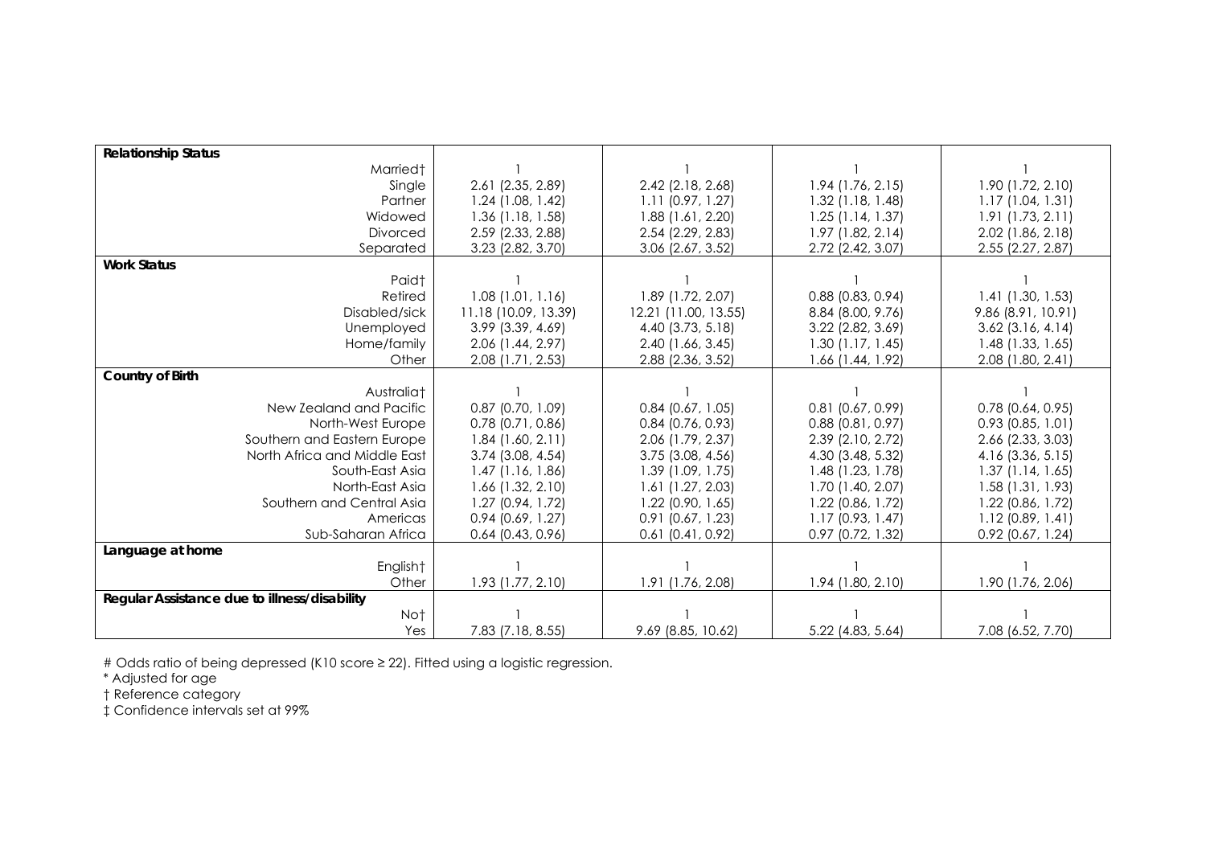| | | | | |
|---|---|---|---|---|
| **Relationship Status** | | | | |
| Married† | 1 | 1 | 1 | 1 |
| Single | 2.61 (2.35, 2.89) | 2.42 (2.18, 2.68) | 1.94 (1.76, 2.15) | 1.90 (1.72, 2.10) |
| Partner | 1.24 (1.08, 1.42) | 1.11 (0.97, 1.27) | 1.32 (1.18, 1.48) | 1.17 (1.04, 1.31) |
| Widowed | 1.36 (1.18, 1.58) | 1.88 (1.61, 2.20) | 1.25 (1.14, 1.37) | 1.91 (1.73, 2.11) |
| Divorced | 2.59 (2.33, 2.88) | 2.54 (2.29, 2.83) | 1.97 (1.82, 2.14) | 2.02 (1.86, 2.18) |
| Separated | 3.23 (2.82, 3.70) | 3.06 (2.67, 3.52) | 2.72 (2.42, 3.07) | 2.55 (2.27, 2.87) |
| **Work Status** | | | | |
| Paid† | 1 | 1 | 1 | 1 |
| Retired | 1.08 (1.01, 1.16) | 1.89 (1.72, 2.07) | 0.88 (0.83, 0.94) | 1.41 (1.30, 1.53) |
| Disabled/sick | 11.18 (10.09, 13.39) | 12.21 (11.00, 13.55) | 8.84 (8.00, 9.76) | 9.86 (8.91, 10.91) |
| Unemployed | 3.99 (3.39, 4.69) | 4.40 (3.73, 5.18) | 3.22 (2.82, 3.69) | 3.62 (3.16, 4.14) |
| Home/family | 2.06 (1.44, 2.97) | 2.40 (1.66, 3.45) | 1.30 (1.17, 1.45) | 1.48 (1.33, 1.65) |
| Other | 2.08 (1.71, 2.53) | 2.88 (2.36, 3.52) | 1.66 (1.44, 1.92) | 2.08 (1.80, 2.41) |
| **Country of Birth** | | | | |
| Australia† | 1 | 1 | 1 | 1 |
| New Zealand and Pacific | 0.87 (0.70, 1.09) | 0.84 (0.67, 1.05) | 0.81 (0.67, 0.99) | 0.78 (0.64, 0.95) |
| North-West Europe | 0.78 (0.71, 0.86) | 0.84 (0.76, 0.93) | 0.88 (0.81, 0.97) | 0.93 (0.85, 1.01) |
| Southern and Eastern Europe | 1.84 (1.60, 2.11) | 2.06 (1.79, 2.37) | 2.39 (2.10, 2.72) | 2.66 (2.33, 3.03) |
| North Africa and Middle East | 3.74 (3.08, 4.54) | 3.75 (3.08, 4.56) | 4.30 (3.48, 5.32) | 4.16 (3.36, 5.15) |
| South-East Asia | 1.47 (1.16, 1.86) | 1.39 (1.09, 1.75) | 1.48 (1.23, 1.78) | 1.37 (1.14, 1.65) |
| North-East Asia | 1.66 (1.32, 2.10) | 1.61 (1.27, 2.03) | 1.70 (1.40, 2.07) | 1.58 (1.31, 1.93) |
| Southern and Central Asia | 1.27 (0.94, 1.72) | 1.22 (0.90, 1.65) | 1.22 (0.86, 1.72) | 1.22 (0.86, 1.72) |
| Americas | 0.94 (0.69, 1.27) | 0.91 (0.67, 1.23) | 1.17 (0.93, 1.47) | 1.12 (0.89, 1.41) |
| Sub-Saharan Africa | 0.64 (0.43, 0.96) | 0.61 (0.41, 0.92) | 0.97 (0.72, 1.32) | 0.92 (0.67, 1.24) |
| **Language at home** | | | | |
| English† | 1 | 1 | 1 | 1 |
| Other | 1.93 (1.77, 2.10) | 1.91 (1.76, 2.08) | 1.94 (1.80, 2.10) | 1.90 (1.76, 2.06) |
| **Regular Assistance due to illness/disability** | | | | |
| No† | 1 | 1 | 1 | 1 |
| Yes | 7.83 (7.18, 8.55) | 9.69 (8.85, 10.62) | 5.22 (4.83, 5.64) | 7.08 (6.52, 7.70) |

# Odds ratio of being depressed (K10 score ≥ 22). Fitted using a logistic regression.

\* Adjusted for age

† Reference category

‡ Confidence intervals set at 99%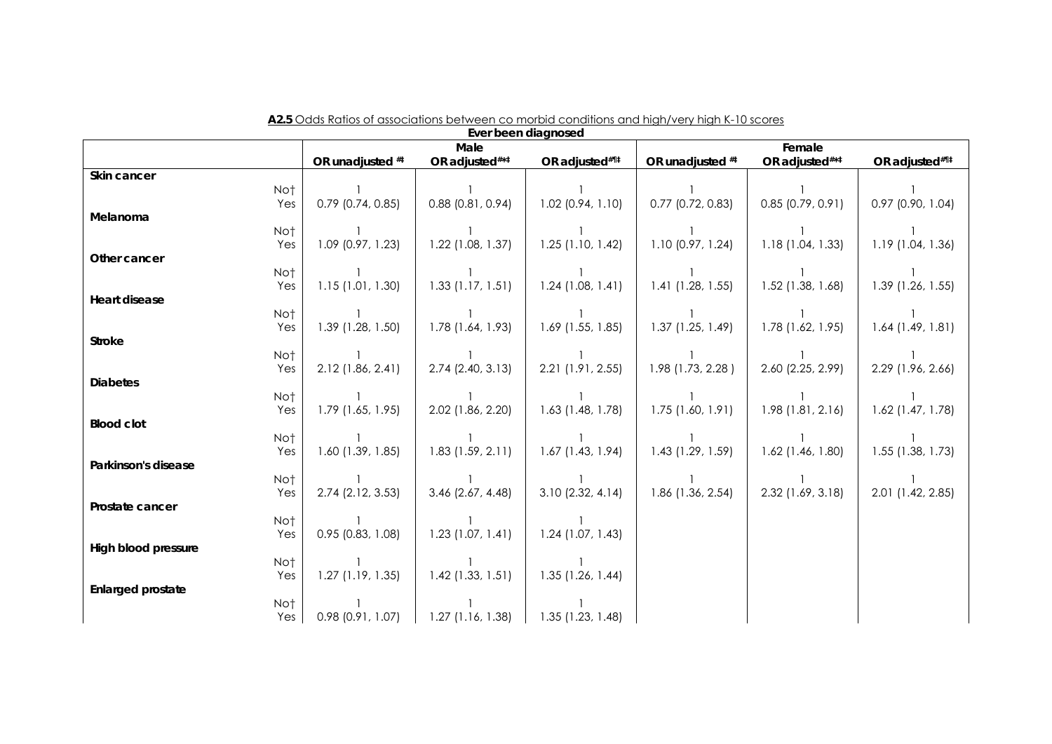**A2.5** Odds Ratios of associations between co morbid conditions and high/very high K-10 scores

| Ever been diagnosed | | Male | | | Female | | |
|---|---|---|---|---|---|---|---|
| | | OR unadjusted # | OR adjusted #*‡ | OR adjusted #¶‡ | OR unadjusted # | OR adjusted #*‡ | OR adjusted #¶‡ |
| **Skin cancer** | | | | | | | |
| | No† | 1 | 1 | 1 | 1 | 1 | 1 |
| | Yes | 0.79 (0.74, 0.85) | 0.88 (0.81, 0.94) | 1.02 (0.94, 1.10) | 0.77 (0.72, 0.83) | 0.85 (0.79, 0.91) | 0.97 (0.90, 1.04) |
| **Melanoma** | | | | | | | |
| | No† | 1 | 1 | 1 | 1 | 1 | 1 |
| | Yes | 1.09 (0.97, 1.23) | 1.22 (1.08, 1.37) | 1.25 (1.10, 1.42) | 1.10 (0.97, 1.24) | 1.18 (1.04, 1.33) | 1.19 (1.04, 1.36) |
| **Other cancer** | | | | | | | |
| | No† | 1 | 1 | 1 | 1 | 1 | 1 |
| | Yes | 1.15 (1.01, 1.30) | 1.33 (1.17, 1.51) | 1.24 (1.08, 1.41) | 1.41 (1.28, 1.55) | 1.52 (1.38, 1.68) | 1.39 (1.26, 1.55) |
| **Heart disease** | | | | | | | |
| | No† | 1 | 1 | 1 | 1 | 1 | 1 |
| | Yes | 1.39 (1.28, 1.50) | 1.78 (1.64, 1.93) | 1.69 (1.55, 1.85) | 1.37 (1.25, 1.49) | 1.78 (1.62, 1.95) | 1.64 (1.49, 1.81) |
| **Stroke** | | | | | | | |
| | No† | 1 | 1 | 1 | 1 | 1 | 1 |
| | Yes | 2.12 (1.86, 2.41) | 2.74 (2.40, 3.13) | 2.21 (1.91, 2.55) | 1.98 (1.73, 2.28 ) | 2.60 (2.25, 2.99) | 2.29 (1.96, 2.66) |
| **Diabetes** | | | | | | | |
| | No† | 1 | 1 | 1 | 1 | 1 | 1 |
| | Yes | 1.79 (1.65, 1.95) | 2.02 (1.86, 2.20) | 1.63 (1.48, 1.78) | 1.75 (1.60, 1.91) | 1.98 (1.81, 2.16) | 1.62 (1.47, 1.78) |
| **Blood clot** | | | | | | | |
| | No† | 1 | 1 | 1 | 1 | 1 | 1 |
| | Yes | 1.60 (1.39, 1.85) | 1.83 (1.59, 2.11) | 1.67 (1.43, 1.94) | 1.43 (1.29, 1.59) | 1.62 (1.46, 1.80) | 1.55 (1.38, 1.73) |
| **Parkinson's disease** | | | | | | | |
| | No† | 1 | 1 | 1 | 1 | 1 | 1 |
| | Yes | 2.74 (2.12, 3.53) | 3.46 (2.67, 4.48) | 3.10 (2.32, 4.14) | 1.86 (1.36, 2.54) | 2.32 (1.69, 3.18) | 2.01 (1.42, 2.85) |
| **Prostate cancer** | | | | | | | |
| | No† | 1 | 1 | 1 | | | |
| | Yes | 0.95 (0.83, 1.08) | 1.23 (1.07, 1.41) | 1.24 (1.07, 1.43) | | | |
| **High blood pressure** | | | | | | | |
| | No† | 1 | 1 | 1 | | | |
| | Yes | 1.27 (1.19, 1.35) | 1.42 (1.33, 1.51) | 1.35 (1.26, 1.44) | | | |
| **Enlarged prostate** | | | | | | | |
| | No† | 1 | 1 | 1 | | | |
| | Yes | 0.98 (0.91, 1.07) | 1.27 (1.16, 1.38) | 1.35 (1.23, 1.48) | | | |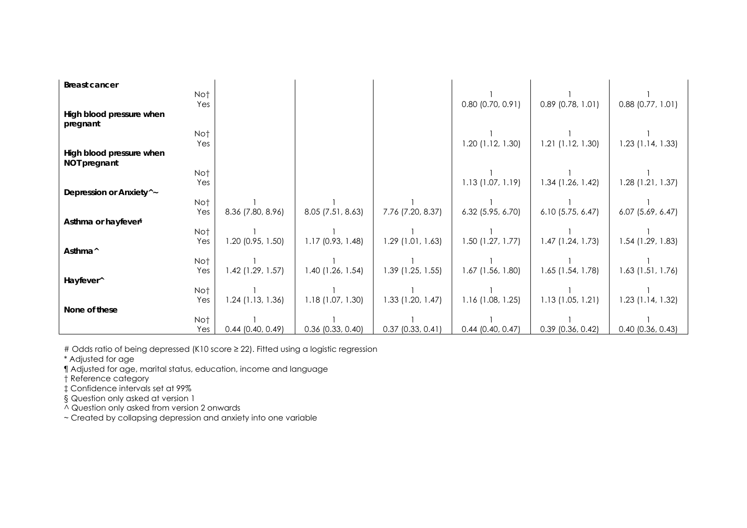| | | | | | | | |
|---|---|---|---|---|---|---|---|
| **Breast cancer** | | | | | | | |
| | No† | | | | 1 | 1 | 1 |
| | Yes | | | | 0.80 (0.70, 0.91) | 0.89 (0.78, 1.01) | 0.88 (0.77, 1.01) |
| **High blood pressure when pregnant** | | | | | | | |
| | No† | | | | 1 | 1 | 1 |
| | Yes | | | | 1.20 (1.12, 1.30) | 1.21 (1.12, 1.30) | 1.23 (1.14, 1.33) |
| **High blood pressure when NOT pregnant** | | | | | | | |
| | No† | | | | 1 | 1 | 1 |
| | Yes | | | | 1.13 (1.07, 1.19) | 1.34 (1.26, 1.42) | 1.28 (1.21, 1.37) |
| **Depression or Anxiety^~** | | | | | | | |
| | No† | 1 | 1 | 1 | 1 | 1 | 1 |
| | Yes | 8.36 (7.80, 8.96) | 8.05 (7.51, 8.63) | 7.76 (7.20, 8.37) | 6.32 (5.95, 6.70) | 6.10 (5.75, 6.47) | 6.07 (5.69, 6.47) |
| **Asthma or hayfever§** | | | | | | | |
| | No† | 1 | 1 | 1 | 1 | 1 | 1 |
| | Yes | 1.20 (0.95, 1.50) | 1.17 (0.93, 1.48) | 1.29 (1.01, 1.63) | 1.50 (1.27, 1.77) | 1.47 (1.24, 1.73) | 1.54 (1.29, 1.83) |
| **Asthma^** | | | | | | | |
| | No† | 1 | 1 | 1 | 1 | 1 | 1 |
| | Yes | 1.42 (1.29, 1.57) | 1.40 (1.26, 1.54) | 1.39 (1.25, 1.55) | 1.67 (1.56, 1.80) | 1.65 (1.54, 1.78) | 1.63 (1.51, 1.76) |
| **Hayfever^** | | | | | | | |
| | No† | 1 | 1 | 1 | 1 | 1 | 1 |
| | Yes | 1.24 (1.13, 1.36) | 1.18 (1.07, 1.30) | 1.33 (1.20, 1.47) | 1.16 (1.08, 1.25) | 1.13 (1.05, 1.21) | 1.23 (1.14, 1.32) |
| **None of these** | | | | | | | |
| | No† | 1 | 1 | 1 | 1 | 1 | 1 |
| | Yes | 0.44 (0.40, 0.49) | 0.36 (0.33, 0.40) | 0.37 (0.33, 0.41) | 0.44 (0.40, 0.47) | 0.39 (0.36, 0.42) | 0.40 (0.36, 0.43) |

# Odds ratio of being depressed (K10 score ≥ 22). Fitted using a logistic regression

* Adjusted for age

¶ Adjusted for age, marital status, education, income and language

† Reference category

‡ Confidence intervals set at 99%

§ Question only asked at version 1

^ Question only asked from version 2 onwards

~ Created by collapsing depression and anxiety into one variable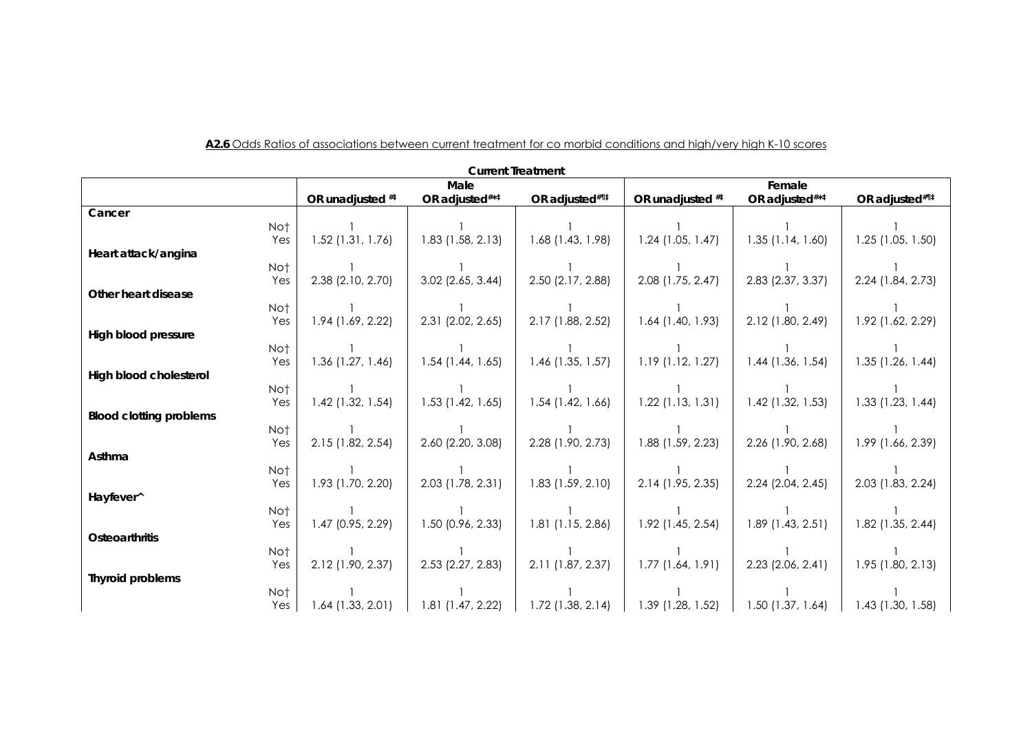**A2.6** Odds Ratios of associations between current treatment for co morbid conditions and high/very high K-10 scores

| | | Current Treatment | | | | | |
|---|---|---|---|---|---|---|---|
| | | Male | | | Female | | |
| | | OR unadjusted #‡ | OR adjusted#*‡ | OR adjusted#¶‡ | OR unadjusted #‡ | OR adjusted#*‡ | OR adjusted#¶‡ |
| **Cancer** | | | | | | | |
| | No† | 1 | 1 | 1 | 1 | 1 | 1 |
| | Yes | 1.52 (1.31, 1.76) | 1.83 (1.58, 2.13) | 1.68 (1.43, 1.98) | 1.24 (1.05, 1.47) | 1.35 (1.14, 1.60) | 1.25 (1.05, 1.50) |
| **Heart attack/angina** | | | | | | | |
| | No† | 1 | 1 | 1 | 1 | 1 | 1 |
| | Yes | 2.38 (2.10, 2.70) | 3.02 (2.65, 3.44) | 2.50 (2.17, 2.88) | 2.08 (1.75, 2.47) | 2.83 (2.37, 3.37) | 2.24 (1.84, 2.73) |
| **Other heart disease** | | | | | | | |
| | No† | 1 | 1 | 1 | 1 | 1 | 1 |
| | Yes | 1.94 (1.69, 2.22) | 2.31 (2.02, 2.65) | 2.17 (1.88, 2.52) | 1.64 (1.40, 1.93) | 2.12 (1.80, 2.49) | 1.92 (1.62, 2.29) |
| **High blood pressure** | | | | | | | |
| | No† | 1 | 1 | 1 | 1 | 1 | 1 |
| | Yes | 1.36 (1.27, 1.46) | 1.54 (1.44, 1.65) | 1.46 (1.35, 1.57) | 1.19 (1.12, 1.27) | 1.44 (1.36, 1.54) | 1.35 (1.26, 1.44) |
| **High blood cholesterol** | | | | | | | |
| | No† | 1 | 1 | 1 | 1 | 1 | 1 |
| | Yes | 1.42 (1.32, 1.54) | 1.53 (1.42, 1.65) | 1.54 (1.42, 1.66) | 1.22 (1.13, 1.31) | 1.42 (1.32, 1.53) | 1.33 (1.23, 1.44) |
| **Blood clotting problems** | | | | | | | |
| | No† | 1 | 1 | 1 | 1 | 1 | 1 |
| | Yes | 2.15 (1.82, 2.54) | 2.60 (2.20, 3.08) | 2.28 (1.90, 2.73) | 1.88 (1.59, 2.23) | 2.26 (1.90, 2.68) | 1.99 (1.66, 2.39) |
| **Asthma** | | | | | | | |
| | No† | 1 | 1 | 1 | 1 | 1 | 1 |
| | Yes | 1.93 (1.70, 2.20) | 2.03 (1.78, 2.31) | 1.83 (1.59, 2.10) | 2.14 (1.95, 2.35) | 2.24 (2.04, 2.45) | 2.03 (1.83, 2.24) |
| **Hayfever^** | | | | | | | |
| | No† | 1 | 1 | 1 | 1 | 1 | 1 |
| | Yes | 1.47 (0.95, 2.29) | 1.50 (0.96, 2.33) | 1.81 (1.15, 2.86) | 1.92 (1.45, 2.54) | 1.89 (1.43, 2.51) | 1.82 (1.35, 2.44) |
| **Osteoarthritis** | | | | | | | |
| | No† | 1 | 1 | 1 | 1 | 1 | 1 |
| | Yes | 2.12 (1.90, 2.37) | 2.53 (2.27, 2.83) | 2.11 (1.87, 2.37) | 1.77 (1.64, 1.91) | 2.23 (2.06, 2.41) | 1.95 (1.80, 2.13) |
| **Thyroid problems** | | | | | | | |
| | No† | 1 | 1 | 1 | 1 | 1 | 1 |
| | Yes | 1.64 (1.33, 2.01) | 1.81 (1.47, 2.22) | 1.72 (1.38, 2.14) | 1.39 (1.28, 1.52) | 1.50 (1.37, 1.64) | 1.43 (1.30, 1.58) |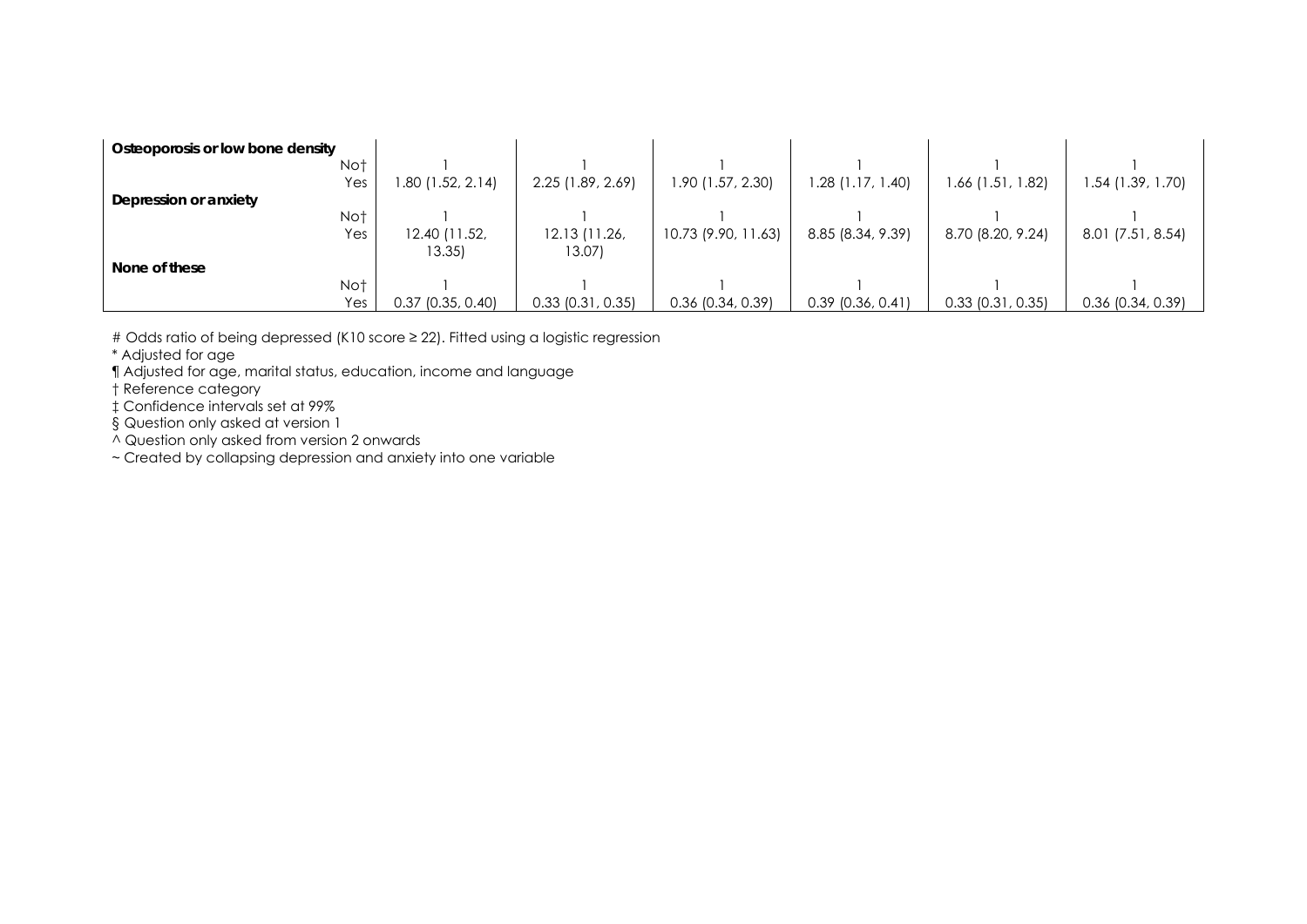| | | | | | | |
|---|---|---|---|---|---|---|
| **Osteoporosis or low bone density** | | | | | | |
| No† | 1 | 1 | 1 | 1 | 1 | 1 |
| Yes | 1.80 (1.52, 2.14) | 2.25 (1.89, 2.69) | 1.90 (1.57, 2.30) | 1.28 (1.17, 1.40) | 1.66 (1.51, 1.82) | 1.54 (1.39, 1.70) |
| **Depression or anxiety** | | | | | | |
| No† | 1 | 1 | 1 | 1 | 1 | 1 |
| Yes | 12.40 (11.52, 13.35) | 12.13 (11.26, 13.07) | 10.73 (9.90, 11.63) | 8.85 (8.34, 9.39) | 8.70 (8.20, 9.24) | 8.01 (7.51, 8.54) |
| **None of these** | | | | | | |
| No† | 1 | 1 | 1 | 1 | 1 | 1 |
| Yes | 0.37 (0.35, 0.40) | 0.33 (0.31, 0.35) | 0.36 (0.34, 0.39) | 0.39 (0.36, 0.41) | 0.33 (0.31, 0.35) | 0.36 (0.34, 0.39) |

# Odds ratio of being depressed (K10 score ≥ 22). Fitted using a logistic regression

* Adjusted for age

¶ Adjusted for age, marital status, education, income and language

† Reference category

‡ Confidence intervals set at 99%

§ Question only asked at version 1

^ Question only asked from version 2 onwards

~ Created by collapsing depression and anxiety into one variable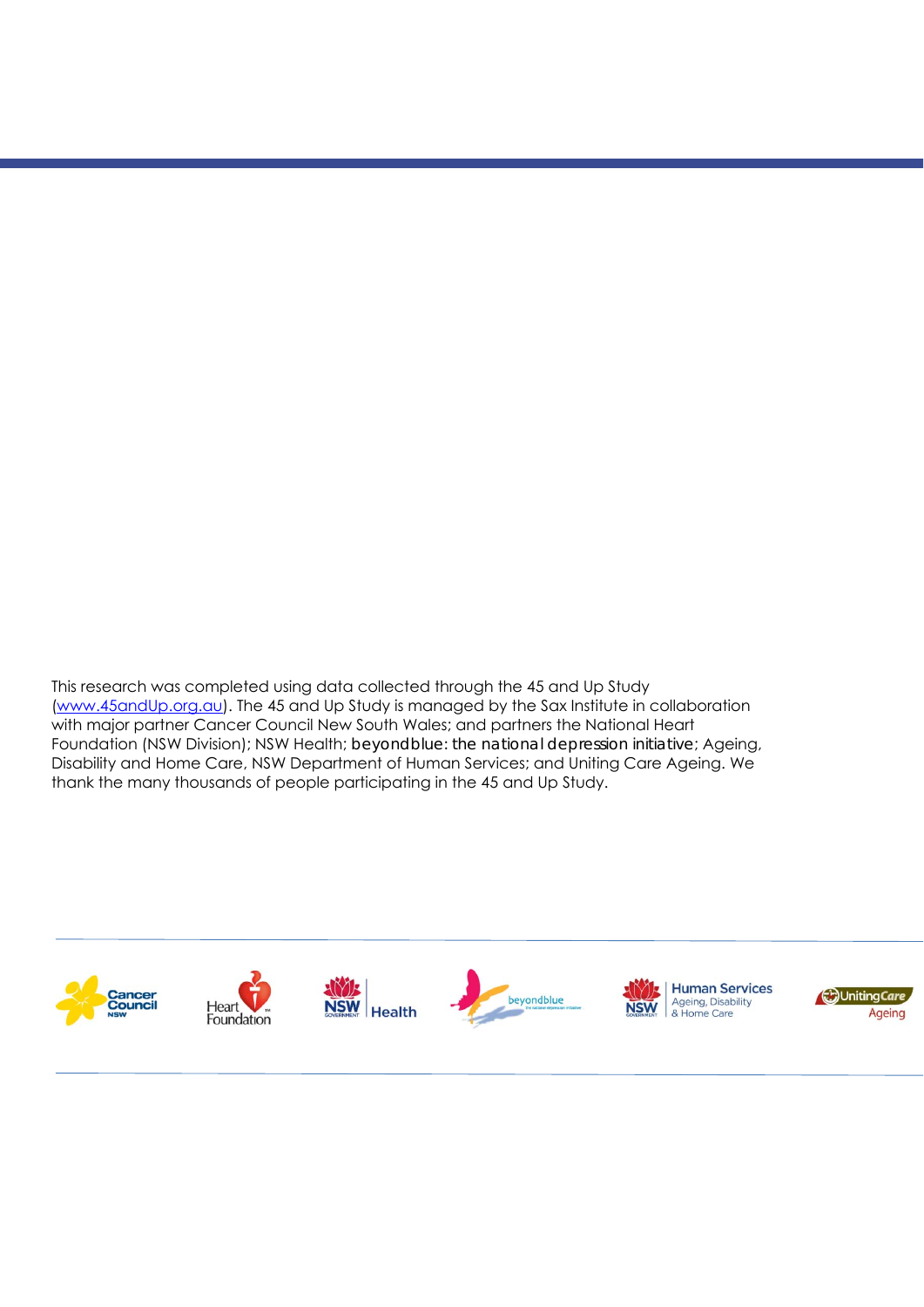This research was completed using data collected through the 45 and Up Study (www.45andUp.org.au). The 45 and Up Study is managed by the Sax Institute in collaboration with major partner Cancer Council New South Wales; and partners the National Heart Foundation (NSW Division); NSW Health; beyondblue: the national depression initiative; Ageing, Disability and Home Care, NSW Department of Human Services; and Uniting Care Ageing. We thank the many thousands of people participating in the 45 and Up Study.